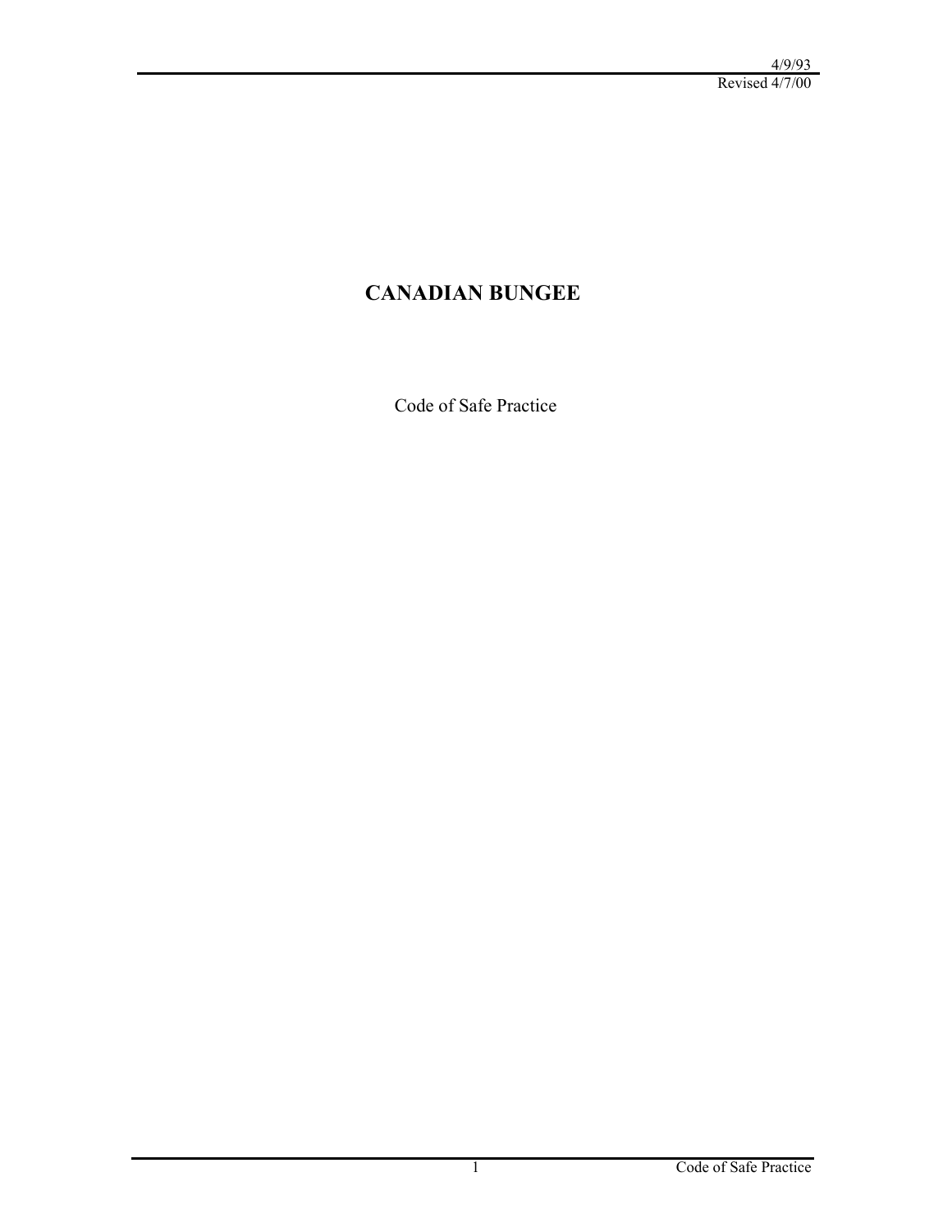4/9/93
Revised 4/7/00

# CANADIAN BUNGEE

Code of Safe Practice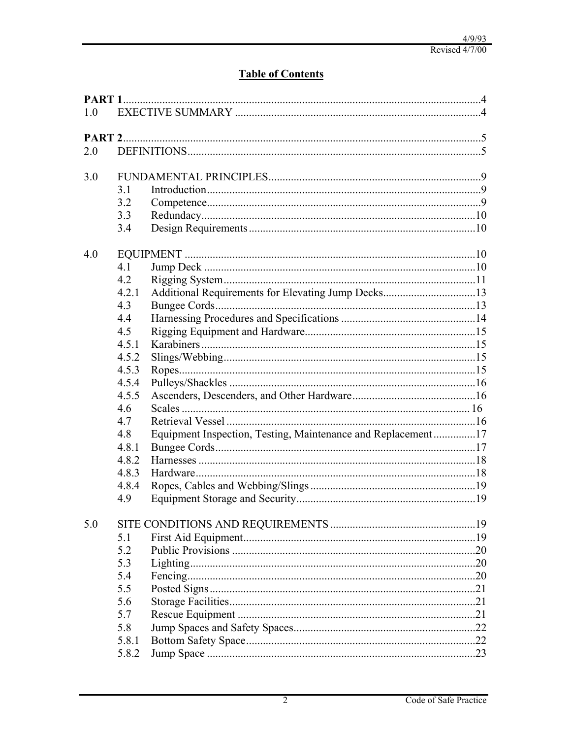# Table of Contents

| | | | |
|---|---|---|---|
| **PART 1** | | | 4 |
| 1.0 | EXECTIVE SUMMARY | | 4 |
| **PART 2** | | | 5 |
| 2.0 | DEFINITIONS | | 5 |
| 3.0 | FUNDAMENTAL PRINCIPLES | | 9 |
| | 3.1 | Introduction | 9 |
| | 3.2 | Competence | 9 |
| | 3.3 | Redundacy | 10 |
| | 3.4 | Design Requirements | 10 |
| 4.0 | EQUIPMENT | | 10 |
| | 4.1 | Jump Deck | 10 |
| | 4.2 | Rigging System | 11 |
| | 4.2.1 | Additional Requirements for Elevating Jump Decks | 13 |
| | 4.3 | Bungee Cords | 13 |
| | 4.4 | Harnessing Procedures and Specifications | 14 |
| | 4.5 | Rigging Equipment and Hardware | 15 |
| | 4.5.1 | Karabiners | 15 |
| | 4.5.2 | Slings/Webbing | 15 |
| | 4.5.3 | Ropes | 15 |
| | 4.5.4 | Pulleys/Shackles | 16 |
| | 4.5.5 | Ascenders, Descenders, and Other Hardware | 16 |
| | 4.6 | Scales | 16 |
| | 4.7 | Retrieval Vessel | 16 |
| | 4.8 | Equipment Inspection, Testing, Maintenance and Replacement | 17 |
| | 4.8.1 | Bungee Cords | 17 |
| | 4.8.2 | Harnesses | 18 |
| | 4.8.3 | Hardware | 18 |
| | 4.8.4 | Ropes, Cables and Webbing/Slings | 19 |
| | 4.9 | Equipment Storage and Security | 19 |
| 5.0 | SITE CONDITIONS AND REQUIREMENTS | | 19 |
| | 5.1 | First Aid Equipment | 19 |
| | 5.2 | Public Provisions | 20 |
| | 5.3 | Lighting | 20 |
| | 5.4 | Fencing | 20 |
| | 5.5 | Posted Signs | 21 |
| | 5.6 | Storage Facilities | 21 |
| | 5.7 | Rescue Equipment | 21 |
| | 5.8 | Jump Spaces and Safety Spaces | 22 |
| | 5.8.1 | Bottom Safety Space | 22 |
| | 5.8.2 | Jump Space | 23 |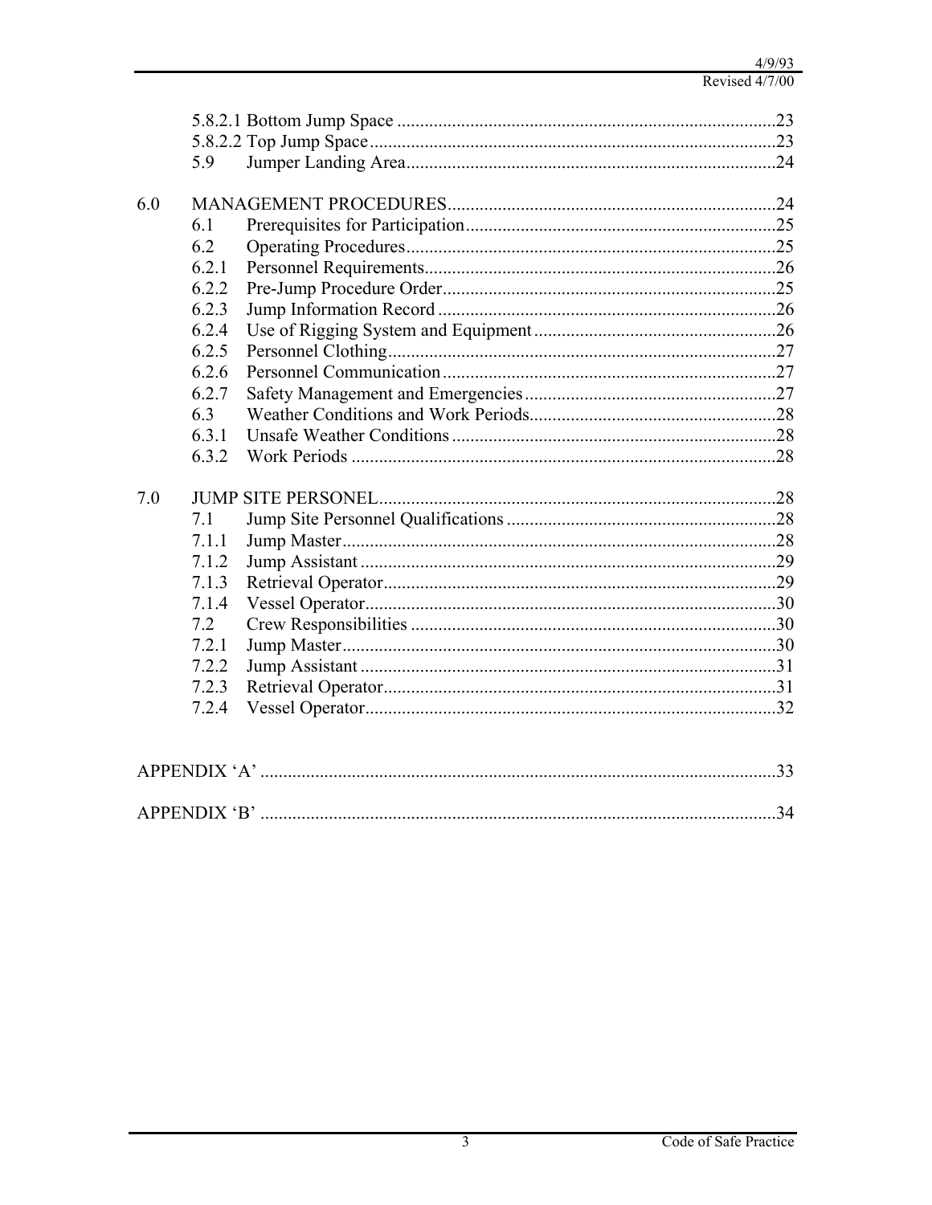5.8.2.1 Bottom Jump Space ....................................................................................23
5.8.2.2 Top Jump Space ..........................................................................................23
5.9 Jumper Landing Area....................................................................................24

6.0 MANAGEMENT PROCEDURES.........................................................................24
6.1 Prerequisites for Participation......................................................................25
6.2 Operating Procedures....................................................................................25
6.2.1 Personnel Requirements...............................................................................26
6.2.2 Pre-Jump Procedure Order...........................................................................25
6.2.3 Jump Information Record ............................................................................26
6.2.4 Use of Rigging System and Equipment .......................................................26
6.2.5 Personnel Clothing.......................................................................................27
6.2.6 Personnel Communication ...........................................................................27
6.2.7 Safety Management and Emergencies .........................................................27
6.3 Weather Conditions and Work Periods........................................................28
6.3.1 Unsafe Weather Conditions .........................................................................28
6.3.2 Work Periods ...............................................................................................28

7.0 JUMP SITE PERSONEL.......................................................................................28
7.1 Jump Site Personnel Qualifications .............................................................28
7.1.1 Jump Master.................................................................................................28
7.1.2 Jump Assistant .............................................................................................29
7.1.3 Retrieval Operator........................................................................................29
7.1.4 Vessel Operator............................................................................................30
7.2 Crew Responsibilities ..................................................................................30
7.2.1 Jump Master.................................................................................................30
7.2.2 Jump Assistant .............................................................................................31
7.2.3 Retrieval Operator........................................................................................31
7.2.4 Vessel Operator............................................................................................32

APPENDIX 'A' ..................................................................................................................33

APPENDIX 'B' ..................................................................................................................34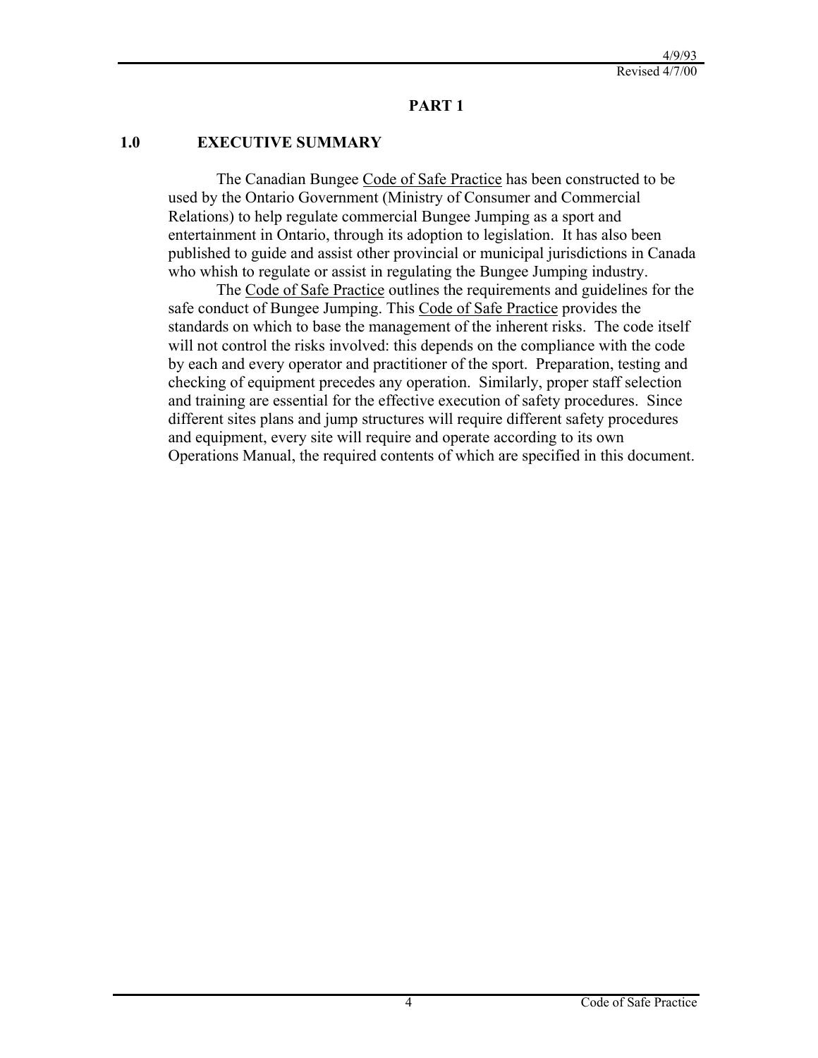## PART 1

### 1.0 EXECUTIVE SUMMARY

The Canadian Bungee Code of Safe Practice has been constructed to be used by the Ontario Government (Ministry of Consumer and Commercial Relations) to help regulate commercial Bungee Jumping as a sport and entertainment in Ontario, through its adoption to legislation. It has also been published to guide and assist other provincial or municipal jurisdictions in Canada who whish to regulate or assist in regulating the Bungee Jumping industry.

The Code of Safe Practice outlines the requirements and guidelines for the safe conduct of Bungee Jumping. This Code of Safe Practice provides the standards on which to base the management of the inherent risks. The code itself will not control the risks involved: this depends on the compliance with the code by each and every operator and practitioner of the sport. Preparation, testing and checking of equipment precedes any operation. Similarly, proper staff selection and training are essential for the effective execution of safety procedures. Since different sites plans and jump structures will require different safety procedures and equipment, every site will require and operate according to its own Operations Manual, the required contents of which are specified in this document.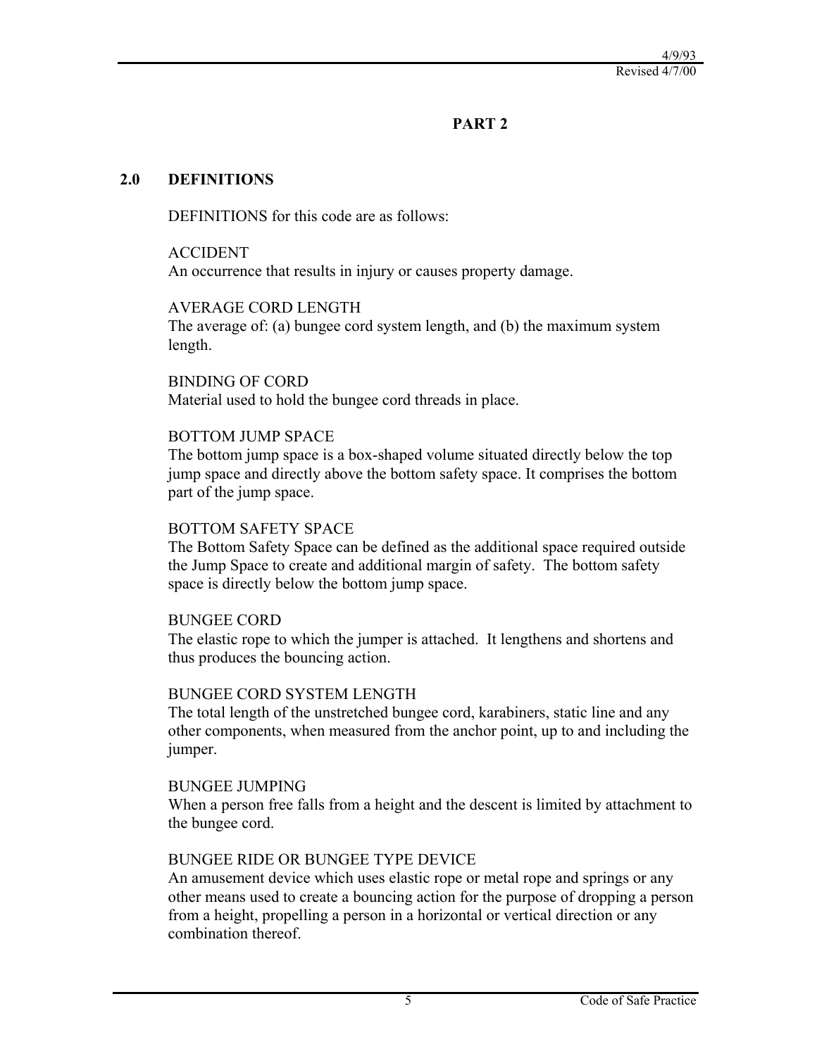# PART 2

## 2.0 DEFINITIONS

DEFINITIONS for this code are as follows:

ACCIDENT
An occurrence that results in injury or causes property damage.

AVERAGE CORD LENGTH
The average of: (a) bungee cord system length, and (b) the maximum system length.

BINDING OF CORD
Material used to hold the bungee cord threads in place.

BOTTOM JUMP SPACE
The bottom jump space is a box-shaped volume situated directly below the top jump space and directly above the bottom safety space. It comprises the bottom part of the jump space.

BOTTOM SAFETY SPACE
The Bottom Safety Space can be defined as the additional space required outside the Jump Space to create and additional margin of safety. The bottom safety space is directly below the bottom jump space.

BUNGEE CORD
The elastic rope to which the jumper is attached. It lengthens and shortens and thus produces the bouncing action.

BUNGEE CORD SYSTEM LENGTH
The total length of the unstretched bungee cord, karabiners, static line and any other components, when measured from the anchor point, up to and including the jumper.

BUNGEE JUMPING
When a person free falls from a height and the descent is limited by attachment to the bungee cord.

BUNGEE RIDE OR BUNGEE TYPE DEVICE
An amusement device which uses elastic rope or metal rope and springs or any other means used to create a bouncing action for the purpose of dropping a person from a height, propelling a person in a horizontal or vertical direction or any combination thereof.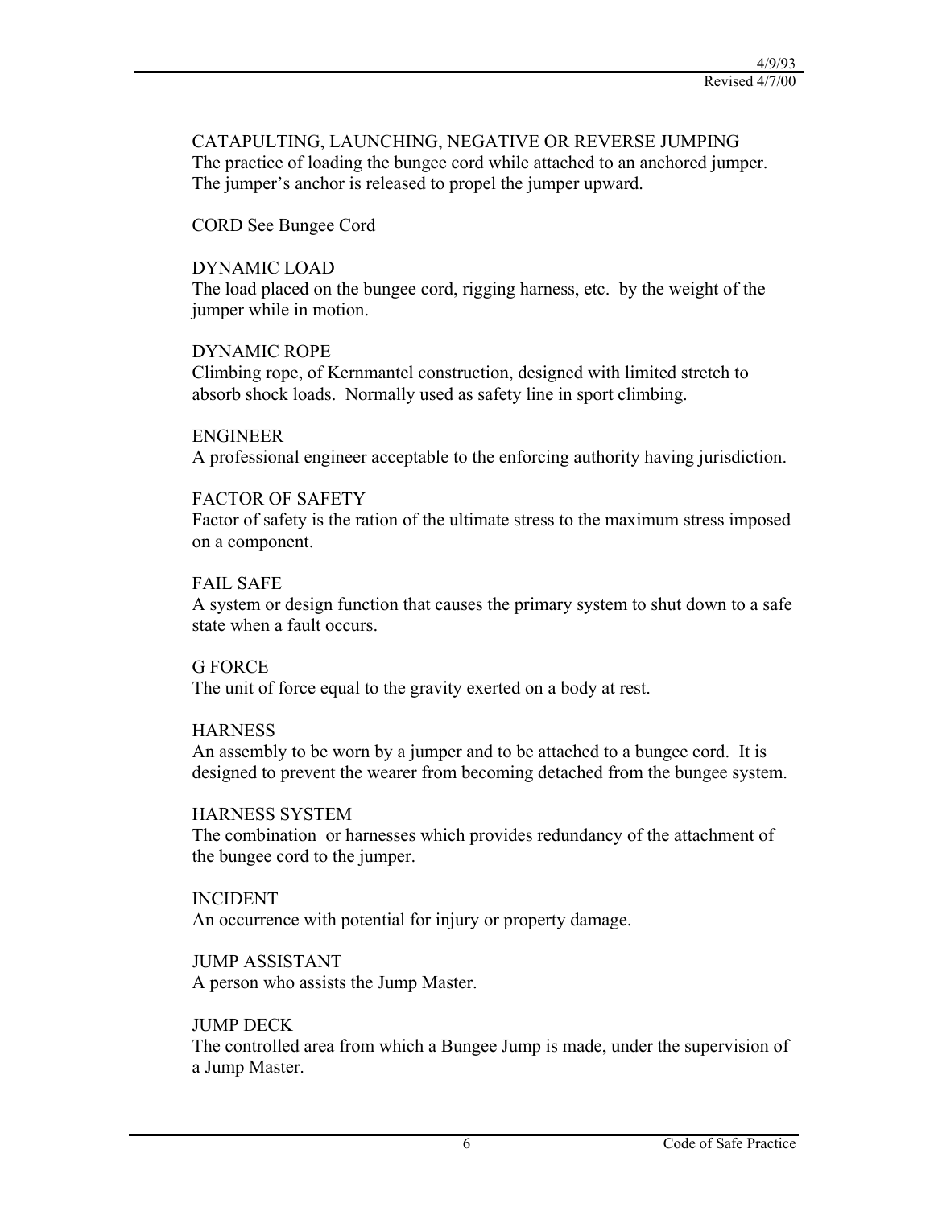CATAPULTING, LAUNCHING, NEGATIVE OR REVERSE JUMPING
The practice of loading the bungee cord while attached to an anchored jumper. The jumper's anchor is released to propel the jumper upward.

CORD See Bungee Cord

DYNAMIC LOAD
The load placed on the bungee cord, rigging harness, etc. by the weight of the jumper while in motion.

DYNAMIC ROPE
Climbing rope, of Kernmantel construction, designed with limited stretch to absorb shock loads. Normally used as safety line in sport climbing.

ENGINEER
A professional engineer acceptable to the enforcing authority having jurisdiction.

FACTOR OF SAFETY
Factor of safety is the ration of the ultimate stress to the maximum stress imposed on a component.

FAIL SAFE
A system or design function that causes the primary system to shut down to a safe state when a fault occurs.

G FORCE
The unit of force equal to the gravity exerted on a body at rest.

HARNESS
An assembly to be worn by a jumper and to be attached to a bungee cord. It is designed to prevent the wearer from becoming detached from the bungee system.

HARNESS SYSTEM
The combination or harnesses which provides redundancy of the attachment of the bungee cord to the jumper.

INCIDENT
An occurrence with potential for injury or property damage.

JUMP ASSISTANT
A person who assists the Jump Master.

JUMP DECK
The controlled area from which a Bungee Jump is made, under the supervision of a Jump Master.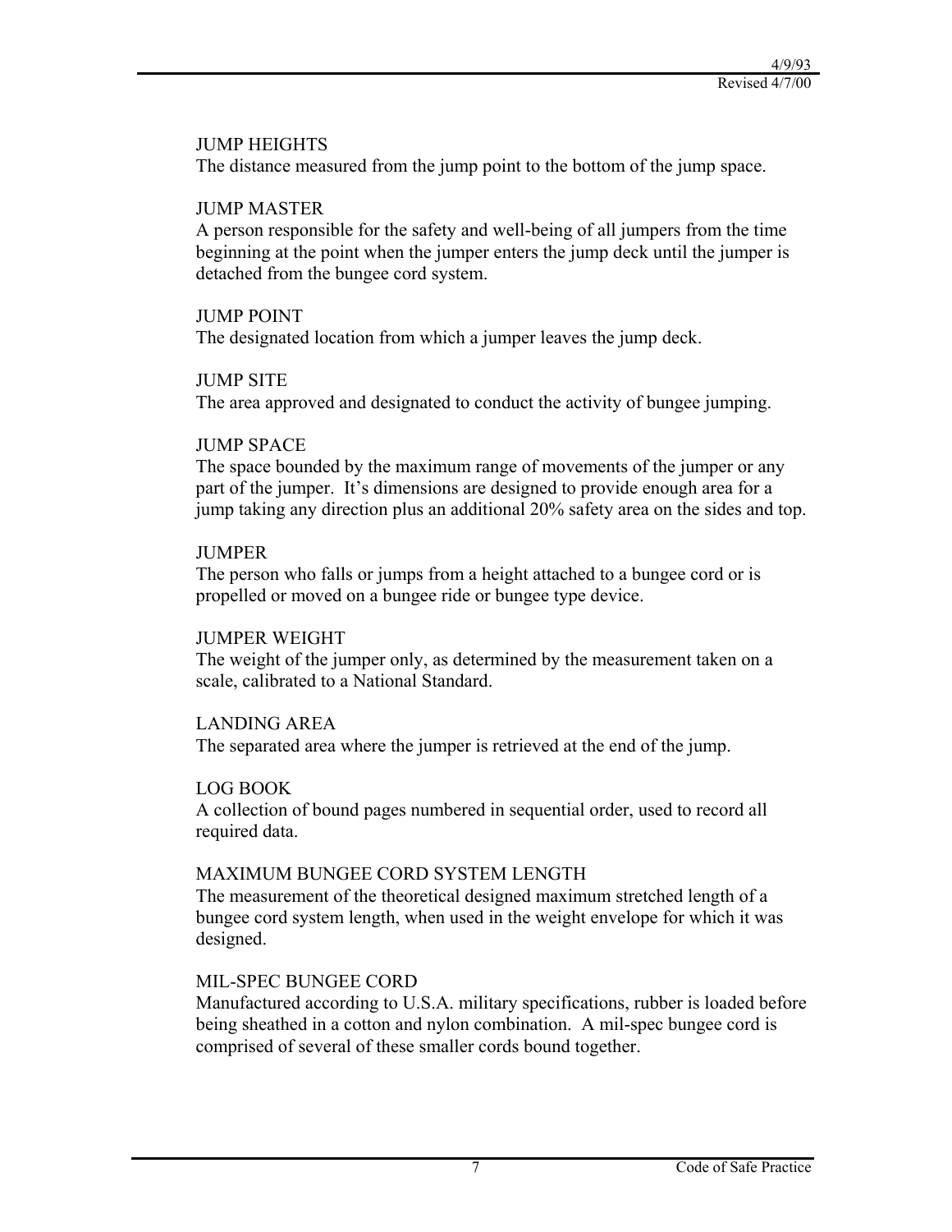JUMP HEIGHTS
The distance measured from the jump point to the bottom of the jump space.

JUMP MASTER
A person responsible for the safety and well-being of all jumpers from the time beginning at the point when the jumper enters the jump deck until the jumper is detached from the bungee cord system.

JUMP POINT
The designated location from which a jumper leaves the jump deck.

JUMP SITE
The area approved and designated to conduct the activity of bungee jumping.

JUMP SPACE
The space bounded by the maximum range of movements of the jumper or any part of the jumper. It's dimensions are designed to provide enough area for a jump taking any direction plus an additional 20% safety area on the sides and top.

JUMPER
The person who falls or jumps from a height attached to a bungee cord or is propelled or moved on a bungee ride or bungee type device.

JUMPER WEIGHT
The weight of the jumper only, as determined by the measurement taken on a scale, calibrated to a National Standard.

LANDING AREA
The separated area where the jumper is retrieved at the end of the jump.

LOG BOOK
A collection of bound pages numbered in sequential order, used to record all required data.

MAXIMUM BUNGEE CORD SYSTEM LENGTH
The measurement of the theoretical designed maximum stretched length of a bungee cord system length, when used in the weight envelope for which it was designed.

MIL-SPEC BUNGEE CORD
Manufactured according to U.S.A. military specifications, rubber is loaded before being sheathed in a cotton and nylon combination. A mil-spec bungee cord is comprised of several of these smaller cords bound together.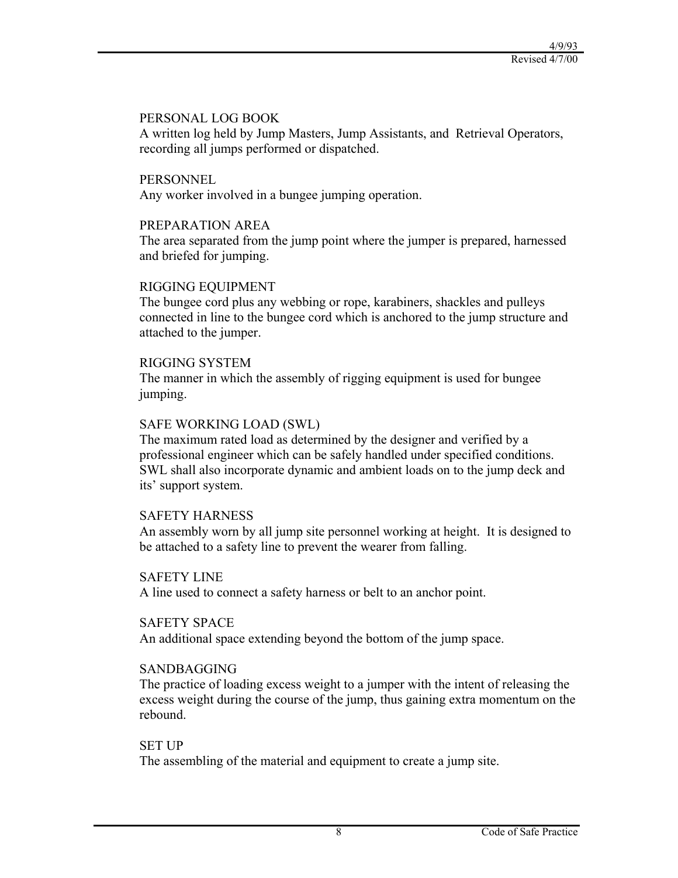PERSONAL LOG BOOK
A written log held by Jump Masters, Jump Assistants, and Retrieval Operators, recording all jumps performed or dispatched.

PERSONNEL
Any worker involved in a bungee jumping operation.

PREPARATION AREA
The area separated from the jump point where the jumper is prepared, harnessed and briefed for jumping.

RIGGING EQUIPMENT
The bungee cord plus any webbing or rope, karabiners, shackles and pulleys connected in line to the bungee cord which is anchored to the jump structure and attached to the jumper.

RIGGING SYSTEM
The manner in which the assembly of rigging equipment is used for bungee jumping.

SAFE WORKING LOAD (SWL)
The maximum rated load as determined by the designer and verified by a professional engineer which can be safely handled under specified conditions. SWL shall also incorporate dynamic and ambient loads on to the jump deck and its' support system.

SAFETY HARNESS
An assembly worn by all jump site personnel working at height. It is designed to be attached to a safety line to prevent the wearer from falling.

SAFETY LINE
A line used to connect a safety harness or belt to an anchor point.

SAFETY SPACE
An additional space extending beyond the bottom of the jump space.

SANDBAGGING
The practice of loading excess weight to a jumper with the intent of releasing the excess weight during the course of the jump, thus gaining extra momentum on the rebound.

SET UP
The assembling of the material and equipment to create a jump site.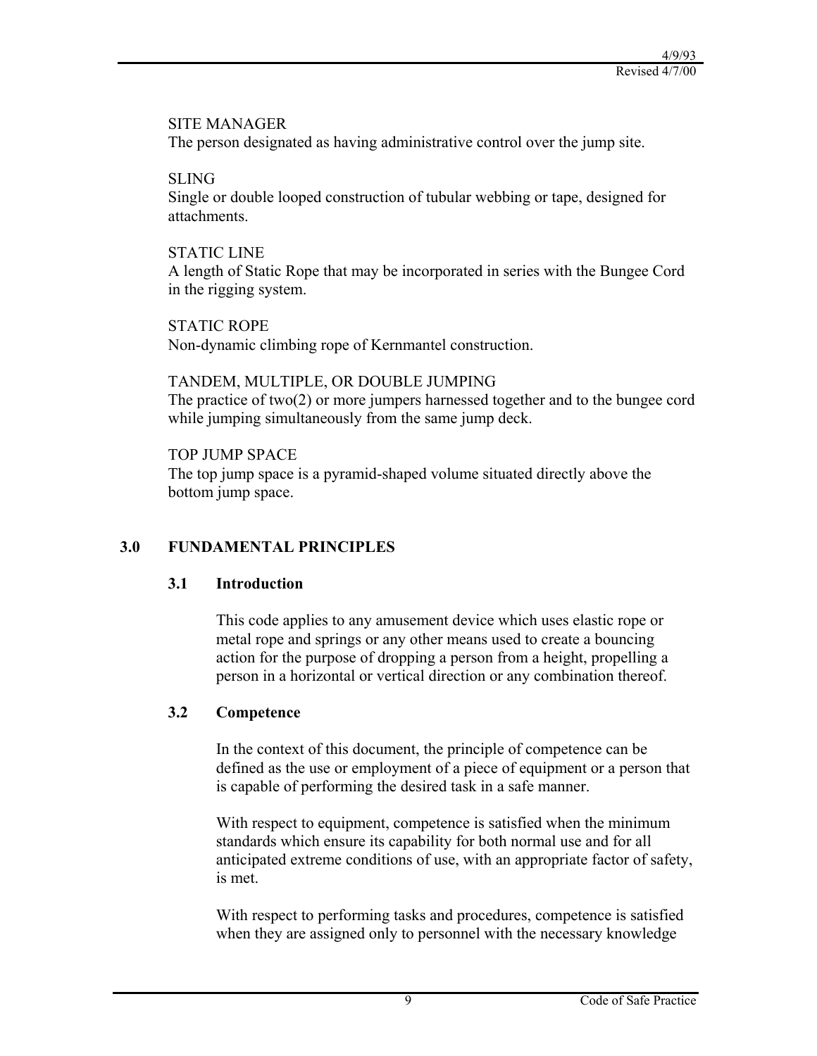SITE MANAGER
The person designated as having administrative control over the jump site.

SLING
Single or double looped construction of tubular webbing or tape, designed for attachments.

STATIC LINE
A length of Static Rope that may be incorporated in series with the Bungee Cord in the rigging system.

STATIC ROPE
Non-dynamic climbing rope of Kernmantel construction.

TANDEM, MULTIPLE, OR DOUBLE JUMPING
The practice of two(2) or more jumpers harnessed together and to the bungee cord while jumping simultaneously from the same jump deck.

TOP JUMP SPACE
The top jump space is a pyramid-shaped volume situated directly above the bottom jump space.

## 3.0 FUNDAMENTAL PRINCIPLES

### 3.1 Introduction

This code applies to any amusement device which uses elastic rope or metal rope and springs or any other means used to create a bouncing action for the purpose of dropping a person from a height, propelling a person in a horizontal or vertical direction or any combination thereof.

### 3.2 Competence

In the context of this document, the principle of competence can be defined as the use or employment of a piece of equipment or a person that is capable of performing the desired task in a safe manner.

With respect to equipment, competence is satisfied when the minimum standards which ensure its capability for both normal use and for all anticipated extreme conditions of use, with an appropriate factor of safety, is met.

With respect to performing tasks and procedures, competence is satisfied when they are assigned only to personnel with the necessary knowledge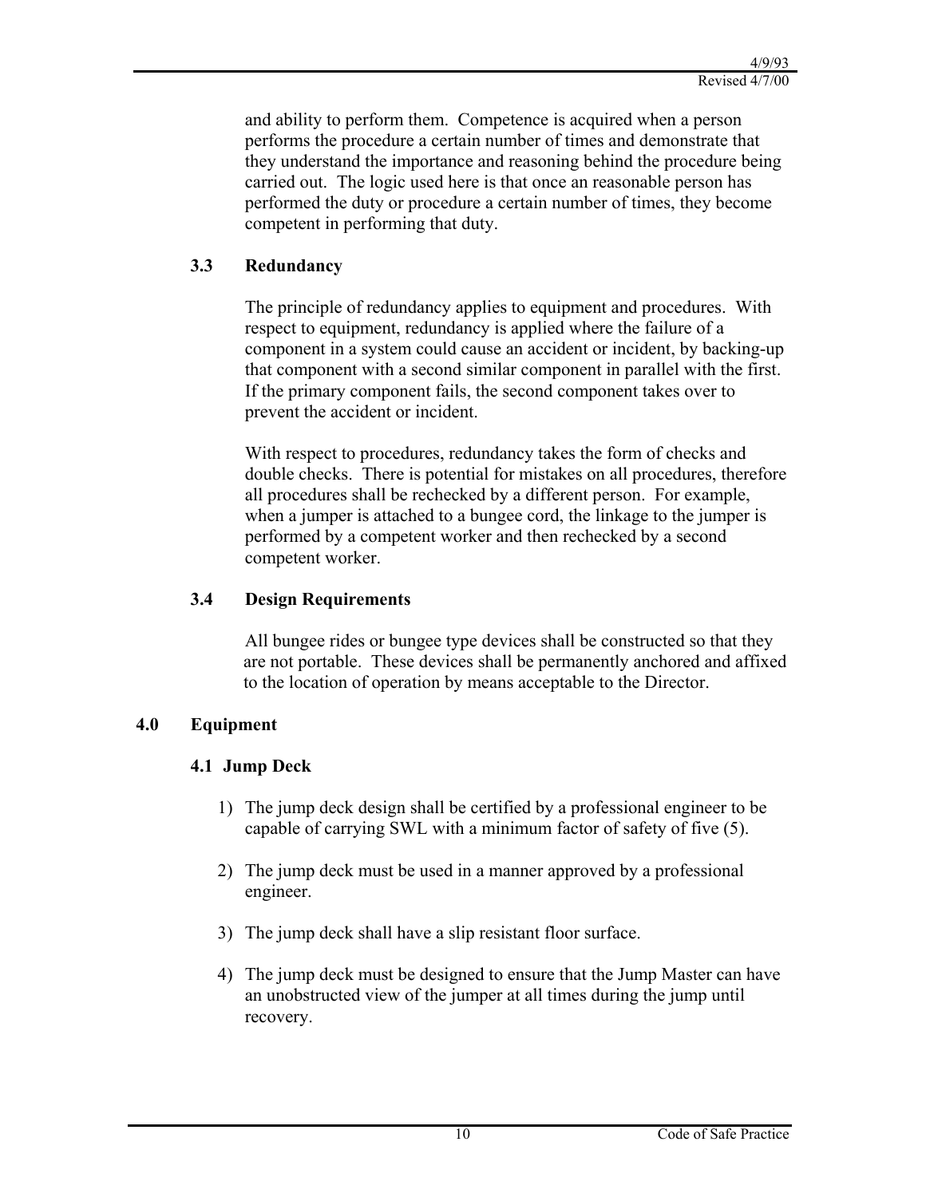and ability to perform them. Competence is acquired when a person performs the procedure a certain number of times and demonstrate that they understand the importance and reasoning behind the procedure being carried out. The logic used here is that once an reasonable person has performed the duty or procedure a certain number of times, they become competent in performing that duty.

### 3.3 Redundancy

The principle of redundancy applies to equipment and procedures. With respect to equipment, redundancy is applied where the failure of a component in a system could cause an accident or incident, by backing-up that component with a second similar component in parallel with the first. If the primary component fails, the second component takes over to prevent the accident or incident.

With respect to procedures, redundancy takes the form of checks and double checks. There is potential for mistakes on all procedures, therefore all procedures shall be rechecked by a different person. For example, when a jumper is attached to a bungee cord, the linkage to the jumper is performed by a competent worker and then rechecked by a second competent worker.

### 3.4 Design Requirements

All bungee rides or bungee type devices shall be constructed so that they are not portable. These devices shall be permanently anchored and affixed to the location of operation by means acceptable to the Director.

## 4.0 Equipment

### 4.1 Jump Deck

1) The jump deck design shall be certified by a professional engineer to be capable of carrying SWL with a minimum factor of safety of five (5).

2) The jump deck must be used in a manner approved by a professional engineer.

3) The jump deck shall have a slip resistant floor surface.

4) The jump deck must be designed to ensure that the Jump Master can have an unobstructed view of the jumper at all times during the jump until recovery.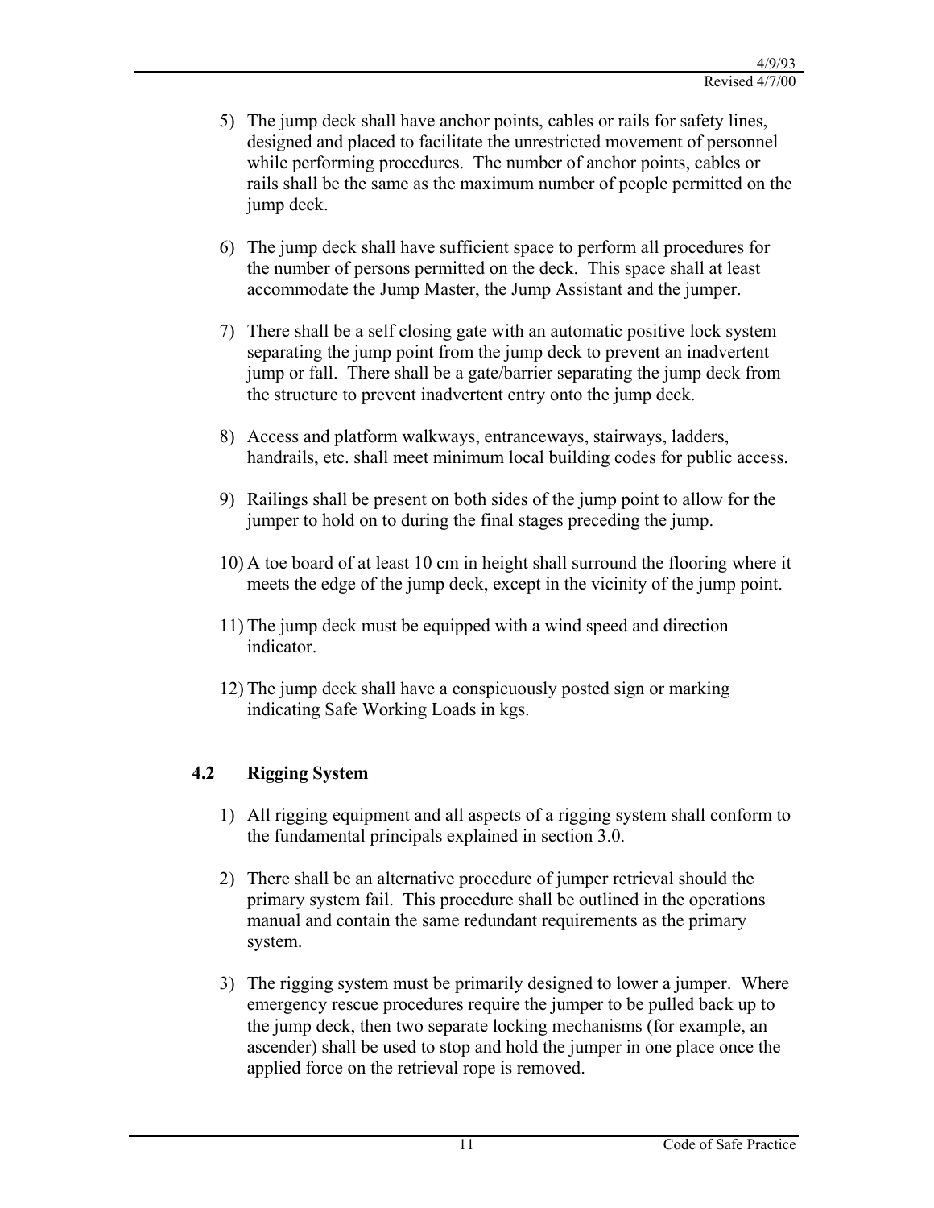5) The jump deck shall have anchor points, cables or rails for safety lines, designed and placed to facilitate the unrestricted movement of personnel while performing procedures. The number of anchor points, cables or rails shall be the same as the maximum number of people permitted on the jump deck.

6) The jump deck shall have sufficient space to perform all procedures for the number of persons permitted on the deck. This space shall at least accommodate the Jump Master, the Jump Assistant and the jumper.

7) There shall be a self closing gate with an automatic positive lock system separating the jump point from the jump deck to prevent an inadvertent jump or fall. There shall be a gate/barrier separating the jump deck from the structure to prevent inadvertent entry onto the jump deck.

8) Access and platform walkways, entranceways, stairways, ladders, handrails, etc. shall meet minimum local building codes for public access.

9) Railings shall be present on both sides of the jump point to allow for the jumper to hold on to during the final stages preceding the jump.

10) A toe board of at least 10 cm in height shall surround the flooring where it meets the edge of the jump deck, except in the vicinity of the jump point.

11) The jump deck must be equipped with a wind speed and direction indicator.

12) The jump deck shall have a conspicuously posted sign or marking indicating Safe Working Loads in kgs.

## 4.2 Rigging System

1) All rigging equipment and all aspects of a rigging system shall conform to the fundamental principals explained in section 3.0.

2) There shall be an alternative procedure of jumper retrieval should the primary system fail. This procedure shall be outlined in the operations manual and contain the same redundant requirements as the primary system.

3) The rigging system must be primarily designed to lower a jumper. Where emergency rescue procedures require the jumper to be pulled back up to the jump deck, then two separate locking mechanisms (for example, an ascender) shall be used to stop and hold the jumper in one place once the applied force on the retrieval rope is removed.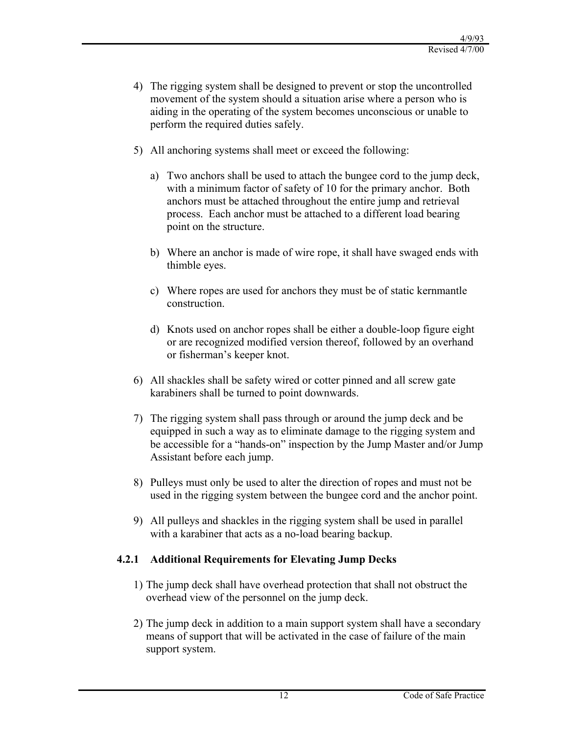4) The rigging system shall be designed to prevent or stop the uncontrolled movement of the system should a situation arise where a person who is aiding in the operating of the system becomes unconscious or unable to perform the required duties safely.

5) All anchoring systems shall meet or exceed the following:

   a) Two anchors shall be used to attach the bungee cord to the jump deck, with a minimum factor of safety of 10 for the primary anchor. Both anchors must be attached throughout the entire jump and retrieval process. Each anchor must be attached to a different load bearing point on the structure.

   b) Where an anchor is made of wire rope, it shall have swaged ends with thimble eyes.

   c) Where ropes are used for anchors they must be of static kernmantle construction.

   d) Knots used on anchor ropes shall be either a double-loop figure eight or are recognized modified version thereof, followed by an overhand or fisherman's keeper knot.

6) All shackles shall be safety wired or cotter pinned and all screw gate karabiners shall be turned to point downwards.

7) The rigging system shall pass through or around the jump deck and be equipped in such a way as to eliminate damage to the rigging system and be accessible for a "hands-on" inspection by the Jump Master and/or Jump Assistant before each jump.

8) Pulleys must only be used to alter the direction of ropes and must not be used in the rigging system between the bungee cord and the anchor point.

9) All pulleys and shackles in the rigging system shall be used in parallel with a karabiner that acts as a no-load bearing backup.

### 4.2.1 Additional Requirements for Elevating Jump Decks

1) The jump deck shall have overhead protection that shall not obstruct the overhead view of the personnel on the jump deck.

2) The jump deck in addition to a main support system shall have a secondary means of support that will be activated in the case of failure of the main support system.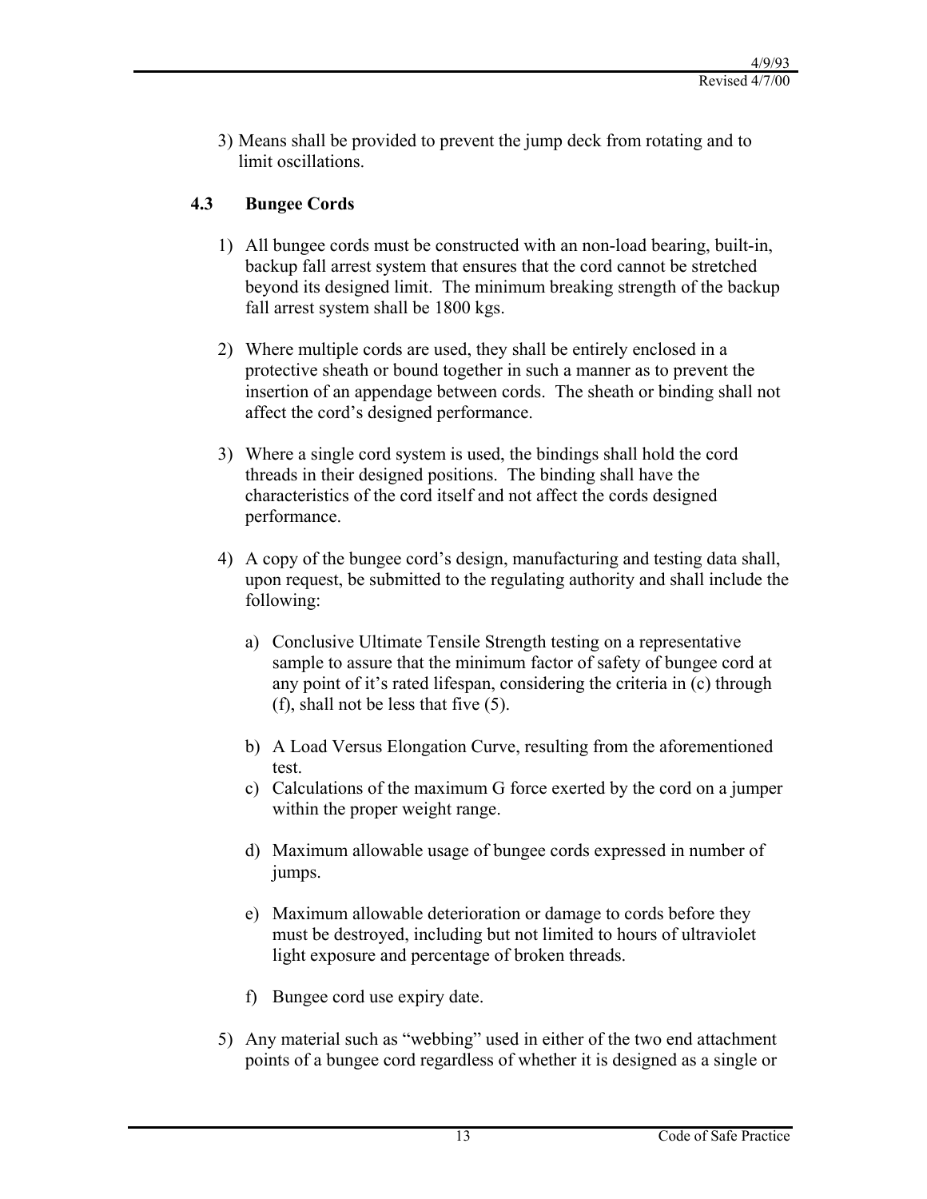3) Means shall be provided to prevent the jump deck from rotating and to limit oscillations.

### 4.3 Bungee Cords

1) All bungee cords must be constructed with an non-load bearing, built-in, backup fall arrest system that ensures that the cord cannot be stretched beyond its designed limit. The minimum breaking strength of the backup fall arrest system shall be 1800 kgs.

2) Where multiple cords are used, they shall be entirely enclosed in a protective sheath or bound together in such a manner as to prevent the insertion of an appendage between cords. The sheath or binding shall not affect the cord's designed performance.

3) Where a single cord system is used, the bindings shall hold the cord threads in their designed positions. The binding shall have the characteristics of the cord itself and not affect the cords designed performance.

4) A copy of the bungee cord's design, manufacturing and testing data shall, upon request, be submitted to the regulating authority and shall include the following:

   a) Conclusive Ultimate Tensile Strength testing on a representative sample to assure that the minimum factor of safety of bungee cord at any point of it's rated lifespan, considering the criteria in (c) through (f), shall not be less that five (5).

   b) A Load Versus Elongation Curve, resulting from the aforementioned test.

   c) Calculations of the maximum G force exerted by the cord on a jumper within the proper weight range.

   d) Maximum allowable usage of bungee cords expressed in number of jumps.

   e) Maximum allowable deterioration or damage to cords before they must be destroyed, including but not limited to hours of ultraviolet light exposure and percentage of broken threads.

   f) Bungee cord use expiry date.

5) Any material such as "webbing" used in either of the two end attachment points of a bungee cord regardless of whether it is designed as a single or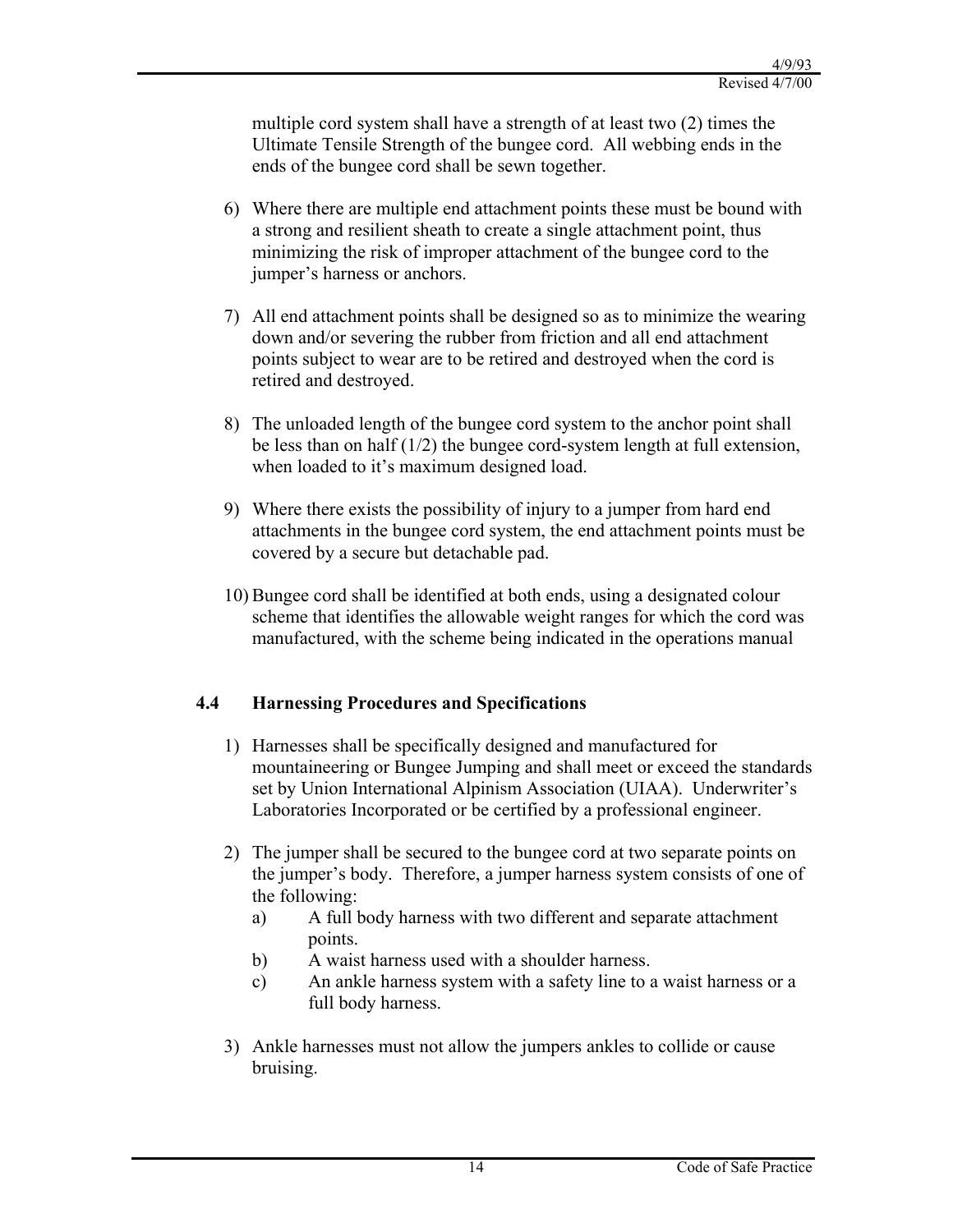multiple cord system shall have a strength of at least two (2) times the Ultimate Tensile Strength of the bungee cord. All webbing ends in the ends of the bungee cord shall be sewn together.

6) Where there are multiple end attachment points these must be bound with a strong and resilient sheath to create a single attachment point, thus minimizing the risk of improper attachment of the bungee cord to the jumper's harness or anchors.

7) All end attachment points shall be designed so as to minimize the wearing down and/or severing the rubber from friction and all end attachment points subject to wear are to be retired and destroyed when the cord is retired and destroyed.

8) The unloaded length of the bungee cord system to the anchor point shall be less than on half (1/2) the bungee cord-system length at full extension, when loaded to it's maximum designed load.

9) Where there exists the possibility of injury to a jumper from hard end attachments in the bungee cord system, the end attachment points must be covered by a secure but detachable pad.

10) Bungee cord shall be identified at both ends, using a designated colour scheme that identifies the allowable weight ranges for which the cord was manufactured, with the scheme being indicated in the operations manual

## 4.4 Harnessing Procedures and Specifications

1) Harnesses shall be specifically designed and manufactured for mountaineering or Bungee Jumping and shall meet or exceed the standards set by Union International Alpinism Association (UIAA). Underwriter's Laboratories Incorporated or be certified by a professional engineer.

2) The jumper shall be secured to the bungee cord at two separate points on the jumper's body. Therefore, a jumper harness system consists of one of the following:
   a) A full body harness with two different and separate attachment points.
   b) A waist harness used with a shoulder harness.
   c) An ankle harness system with a safety line to a waist harness or a full body harness.

3) Ankle harnesses must not allow the jumpers ankles to collide or cause bruising.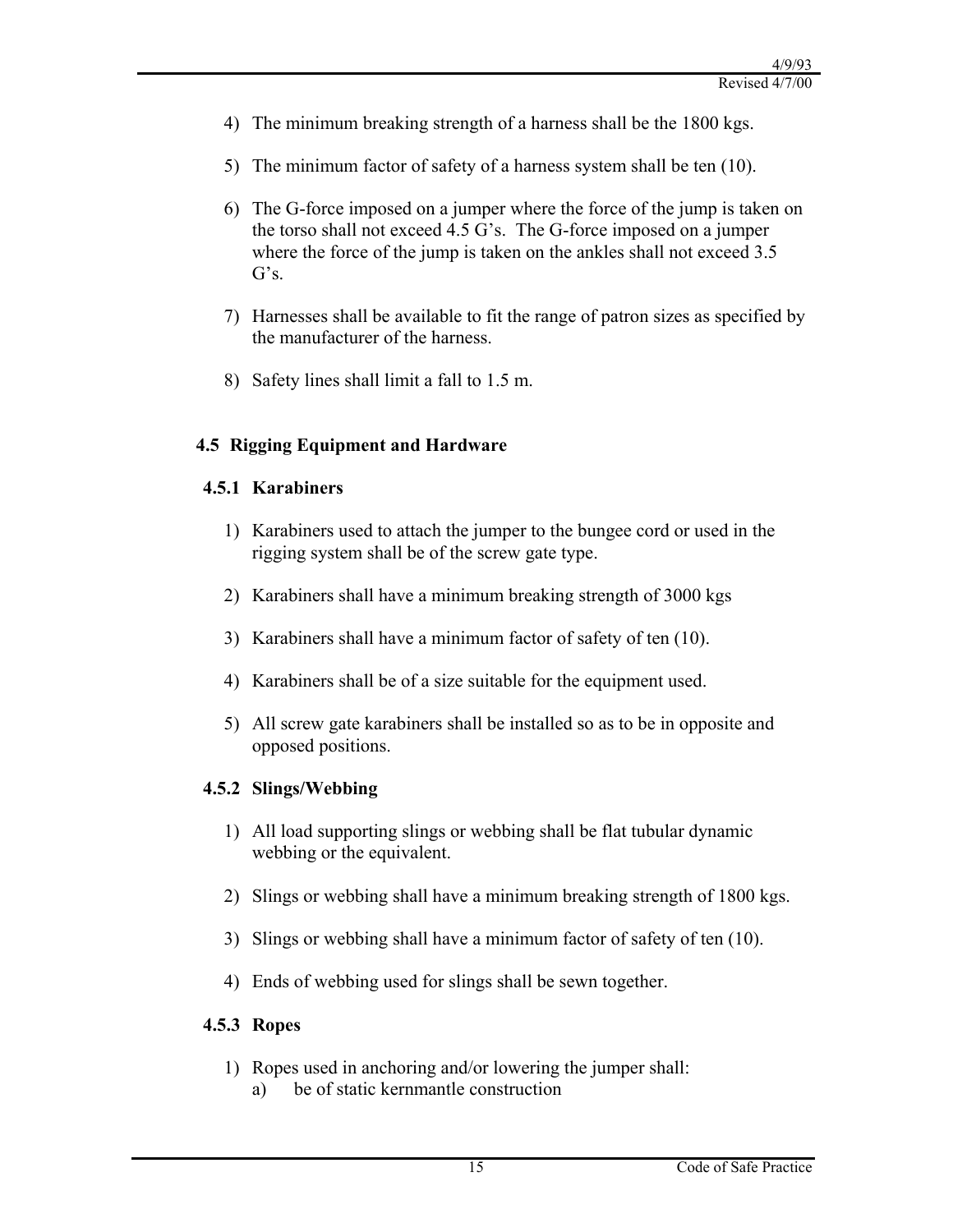4) The minimum breaking strength of a harness shall be the 1800 kgs.

5) The minimum factor of safety of a harness system shall be ten (10).

6) The G-force imposed on a jumper where the force of the jump is taken on the torso shall not exceed 4.5 G's. The G-force imposed on a jumper where the force of the jump is taken on the ankles shall not exceed 3.5 G's.

7) Harnesses shall be available to fit the range of patron sizes as specified by the manufacturer of the harness.

8) Safety lines shall limit a fall to 1.5 m.

### 4.5 Rigging Equipment and Hardware

#### 4.5.1 Karabiners

1) Karabiners used to attach the jumper to the bungee cord or used in the rigging system shall be of the screw gate type.

2) Karabiners shall have a minimum breaking strength of 3000 kgs

3) Karabiners shall have a minimum factor of safety of ten (10).

4) Karabiners shall be of a size suitable for the equipment used.

5) All screw gate karabiners shall be installed so as to be in opposite and opposed positions.

#### 4.5.2 Slings/Webbing

1) All load supporting slings or webbing shall be flat tubular dynamic webbing or the equivalent.

2) Slings or webbing shall have a minimum breaking strength of 1800 kgs.

3) Slings or webbing shall have a minimum factor of safety of ten (10).

4) Ends of webbing used for slings shall be sewn together.

#### 4.5.3 Ropes

1) Ropes used in anchoring and/or lowering the jumper shall:
   a) be of static kernmantle construction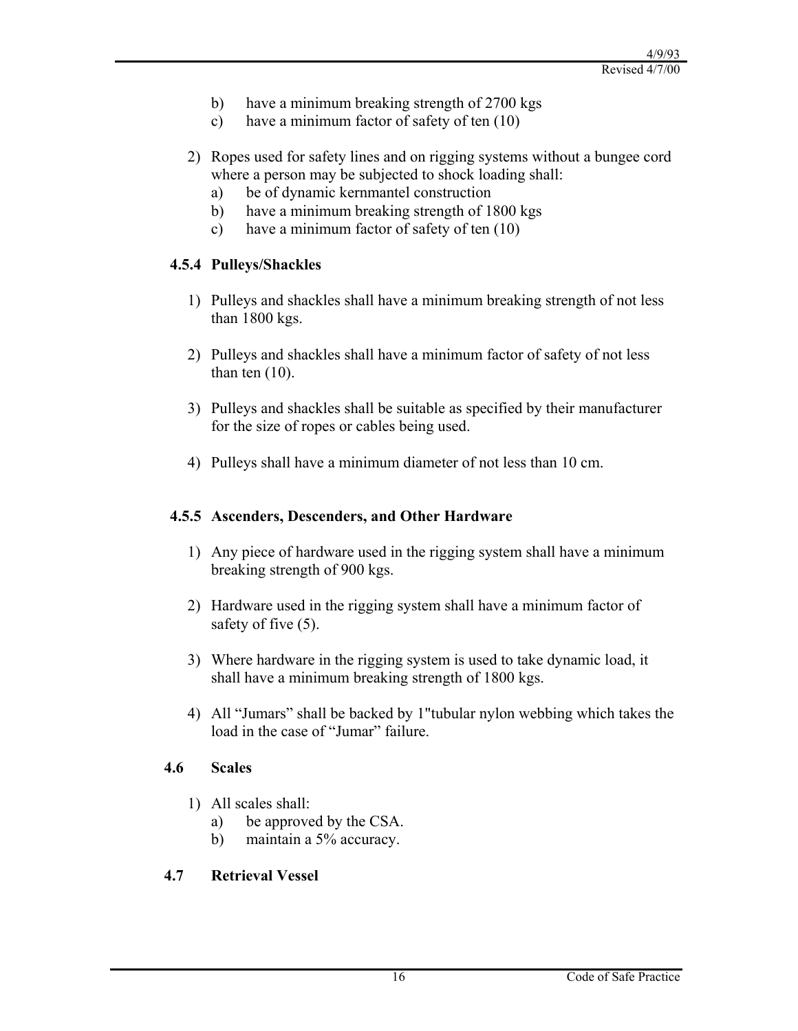b) have a minimum breaking strength of 2700 kgs
   c) have a minimum factor of safety of ten (10)

2) Ropes used for safety lines and on rigging systems without a bungee cord where a person may be subjected to shock loading shall:
   a) be of dynamic kernmantel construction
   b) have a minimum breaking strength of 1800 kgs
   c) have a minimum factor of safety of ten (10)

### 4.5.4 Pulleys/Shackles

1) Pulleys and shackles shall have a minimum breaking strength of not less than 1800 kgs.

2) Pulleys and shackles shall have a minimum factor of safety of not less than ten (10).

3) Pulleys and shackles shall be suitable as specified by their manufacturer for the size of ropes or cables being used.

4) Pulleys shall have a minimum diameter of not less than 10 cm.

### 4.5.5 Ascenders, Descenders, and Other Hardware

1) Any piece of hardware used in the rigging system shall have a minimum breaking strength of 900 kgs.

2) Hardware used in the rigging system shall have a minimum factor of safety of five (5).

3) Where hardware in the rigging system is used to take dynamic load, it shall have a minimum breaking strength of 1800 kgs.

4) All "Jumars" shall be backed by 1"tubular nylon webbing which takes the load in the case of "Jumar" failure.

## 4.6 Scales

1) All scales shall:
   a) be approved by the CSA.
   b) maintain a 5% accuracy.

## 4.7 Retrieval Vessel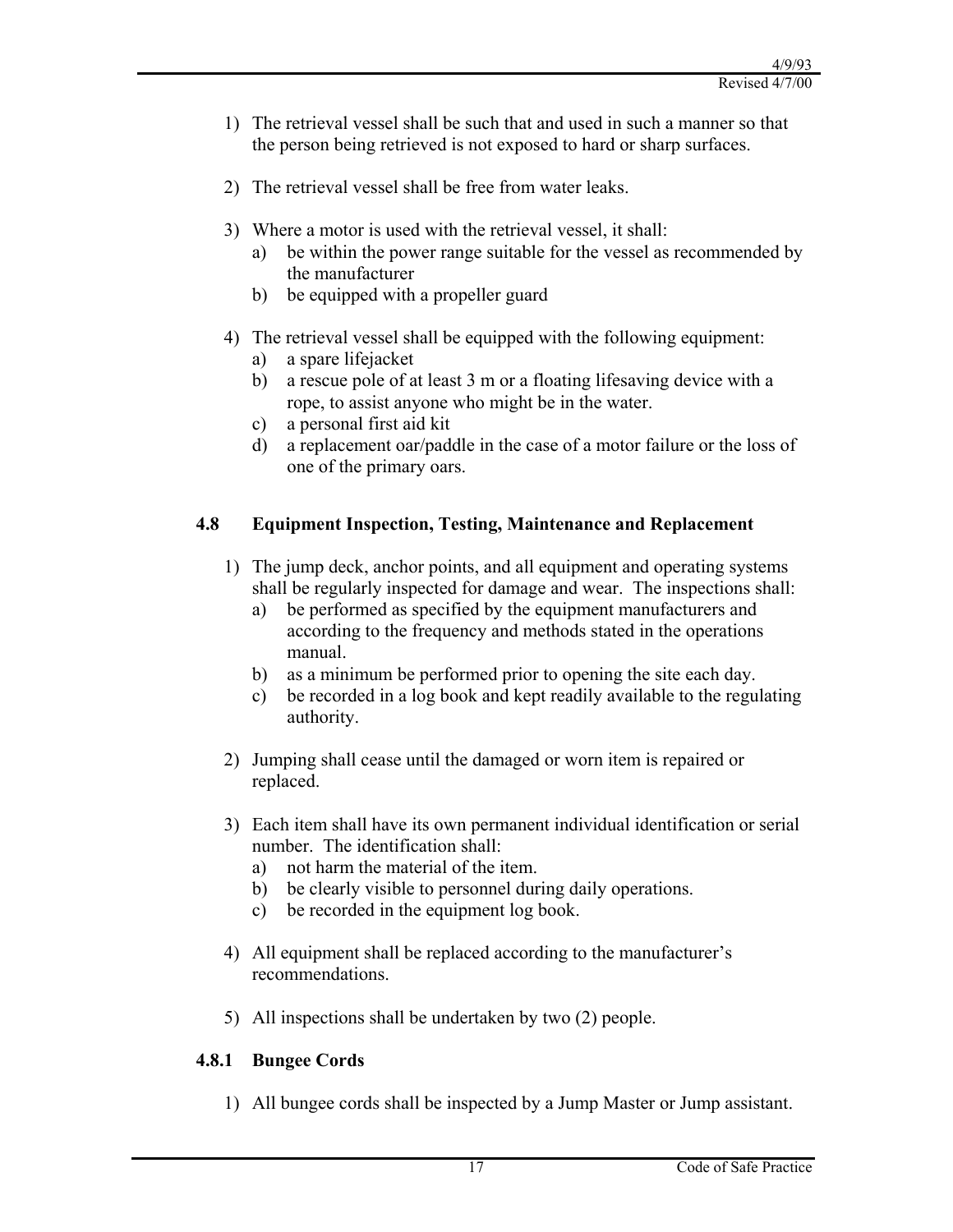1) The retrieval vessel shall be such that and used in such a manner so that the person being retrieved is not exposed to hard or sharp surfaces.

2) The retrieval vessel shall be free from water leaks.

3) Where a motor is used with the retrieval vessel, it shall:
   a) be within the power range suitable for the vessel as recommended by the manufacturer
   b) be equipped with a propeller guard

4) The retrieval vessel shall be equipped with the following equipment:
   a) a spare lifejacket
   b) a rescue pole of at least 3 m or a floating lifesaving device with a rope, to assist anyone who might be in the water.
   c) a personal first aid kit
   d) a replacement oar/paddle in the case of a motor failure or the loss of one of the primary oars.

## 4.8 Equipment Inspection, Testing, Maintenance and Replacement

1) The jump deck, anchor points, and all equipment and operating systems shall be regularly inspected for damage and wear. The inspections shall:
   a) be performed as specified by the equipment manufacturers and according to the frequency and methods stated in the operations manual.
   b) as a minimum be performed prior to opening the site each day.
   c) be recorded in a log book and kept readily available to the regulating authority.

2) Jumping shall cease until the damaged or worn item is repaired or replaced.

3) Each item shall have its own permanent individual identification or serial number. The identification shall:
   a) not harm the material of the item.
   b) be clearly visible to personnel during daily operations.
   c) be recorded in the equipment log book.

4) All equipment shall be replaced according to the manufacturer's recommendations.

5) All inspections shall be undertaken by two (2) people.

### 4.8.1 Bungee Cords

1) All bungee cords shall be inspected by a Jump Master or Jump assistant.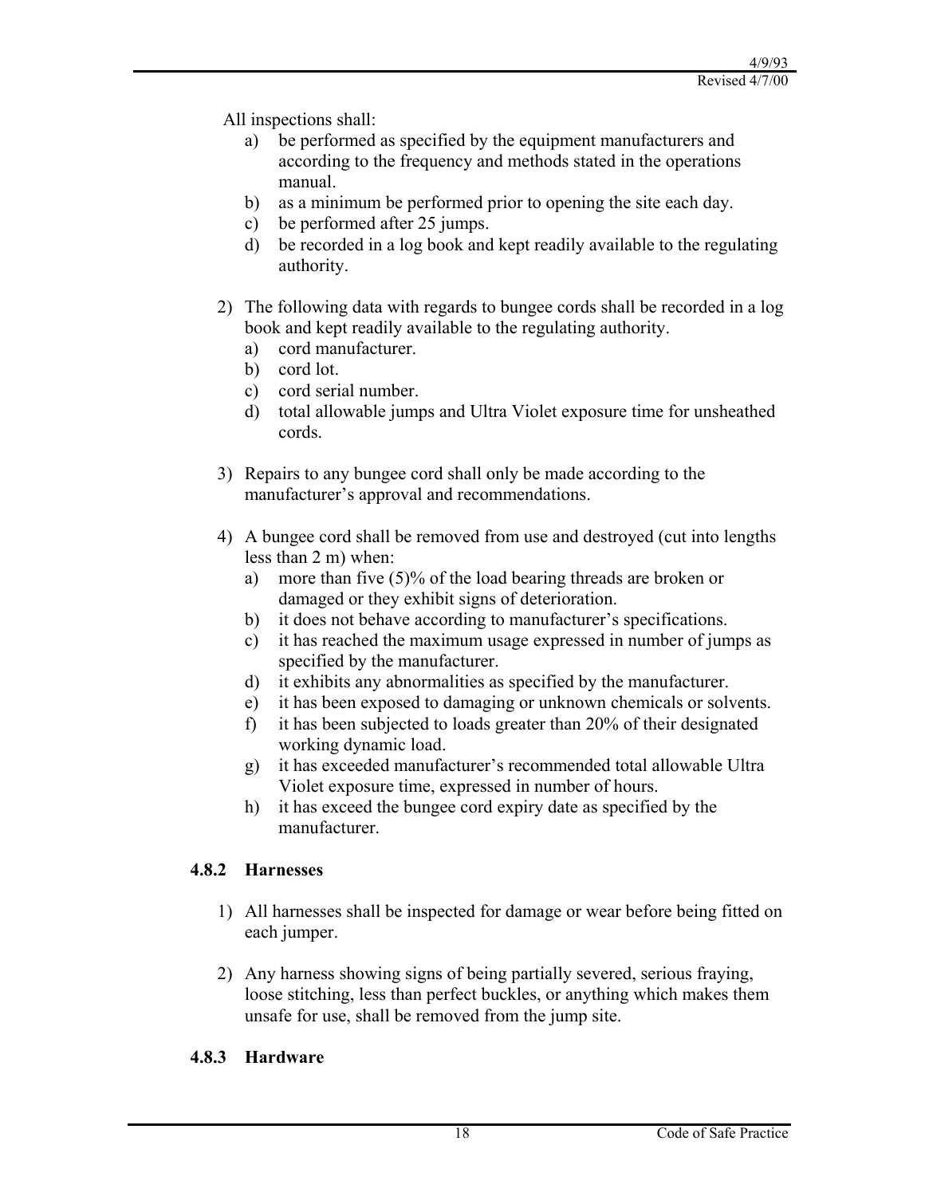All inspections shall:

a) be performed as specified by the equipment manufacturers and according to the frequency and methods stated in the operations manual.
b) as a minimum be performed prior to opening the site each day.
c) be performed after 25 jumps.
d) be recorded in a log book and kept readily available to the regulating authority.

2) The following data with regards to bungee cords shall be recorded in a log book and kept readily available to the regulating authority.
   a) cord manufacturer.
   b) cord lot.
   c) cord serial number.
   d) total allowable jumps and Ultra Violet exposure time for unsheathed cords.

3) Repairs to any bungee cord shall only be made according to the manufacturer's approval and recommendations.

4) A bungee cord shall be removed from use and destroyed (cut into lengths less than 2 m) when:
   a) more than five (5)% of the load bearing threads are broken or damaged or they exhibit signs of deterioration.
   b) it does not behave according to manufacturer's specifications.
   c) it has reached the maximum usage expressed in number of jumps as specified by the manufacturer.
   d) it exhibits any abnormalities as specified by the manufacturer.
   e) it has been exposed to damaging or unknown chemicals or solvents.
   f) it has been subjected to loads greater than 20% of their designated working dynamic load.
   g) it has exceeded manufacturer's recommended total allowable Ultra Violet exposure time, expressed in number of hours.
   h) it has exceed the bungee cord expiry date as specified by the manufacturer.

### 4.8.2 Harnesses

1) All harnesses shall be inspected for damage or wear before being fitted on each jumper.

2) Any harness showing signs of being partially severed, serious fraying, loose stitching, less than perfect buckles, or anything which makes them unsafe for use, shall be removed from the jump site.

### 4.8.3 Hardware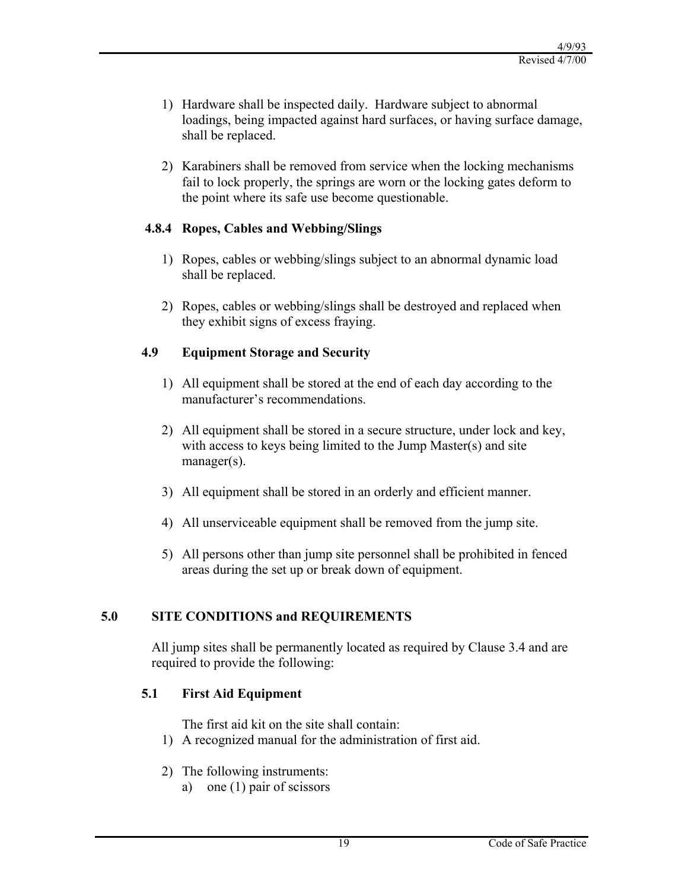1) Hardware shall be inspected daily. Hardware subject to abnormal loadings, being impacted against hard surfaces, or having surface damage, shall be replaced.

2) Karabiners shall be removed from service when the locking mechanisms fail to lock properly, the springs are worn or the locking gates deform to the point where its safe use become questionable.

### 4.8.4 Ropes, Cables and Webbing/Slings

1) Ropes, cables or webbing/slings subject to an abnormal dynamic load shall be replaced.

2) Ropes, cables or webbing/slings shall be destroyed and replaced when they exhibit signs of excess fraying.

### 4.9 Equipment Storage and Security

1) All equipment shall be stored at the end of each day according to the manufacturer's recommendations.

2) All equipment shall be stored in a secure structure, under lock and key, with access to keys being limited to the Jump Master(s) and site manager(s).

3) All equipment shall be stored in an orderly and efficient manner.

4) All unserviceable equipment shall be removed from the jump site.

5) All persons other than jump site personnel shall be prohibited in fenced areas during the set up or break down of equipment.

## 5.0 SITE CONDITIONS and REQUIREMENTS

All jump sites shall be permanently located as required by Clause 3.4 and are required to provide the following:

### 5.1 First Aid Equipment

The first aid kit on the site shall contain:

1) A recognized manual for the administration of first aid.

2) The following instruments:
   a) one (1) pair of scissors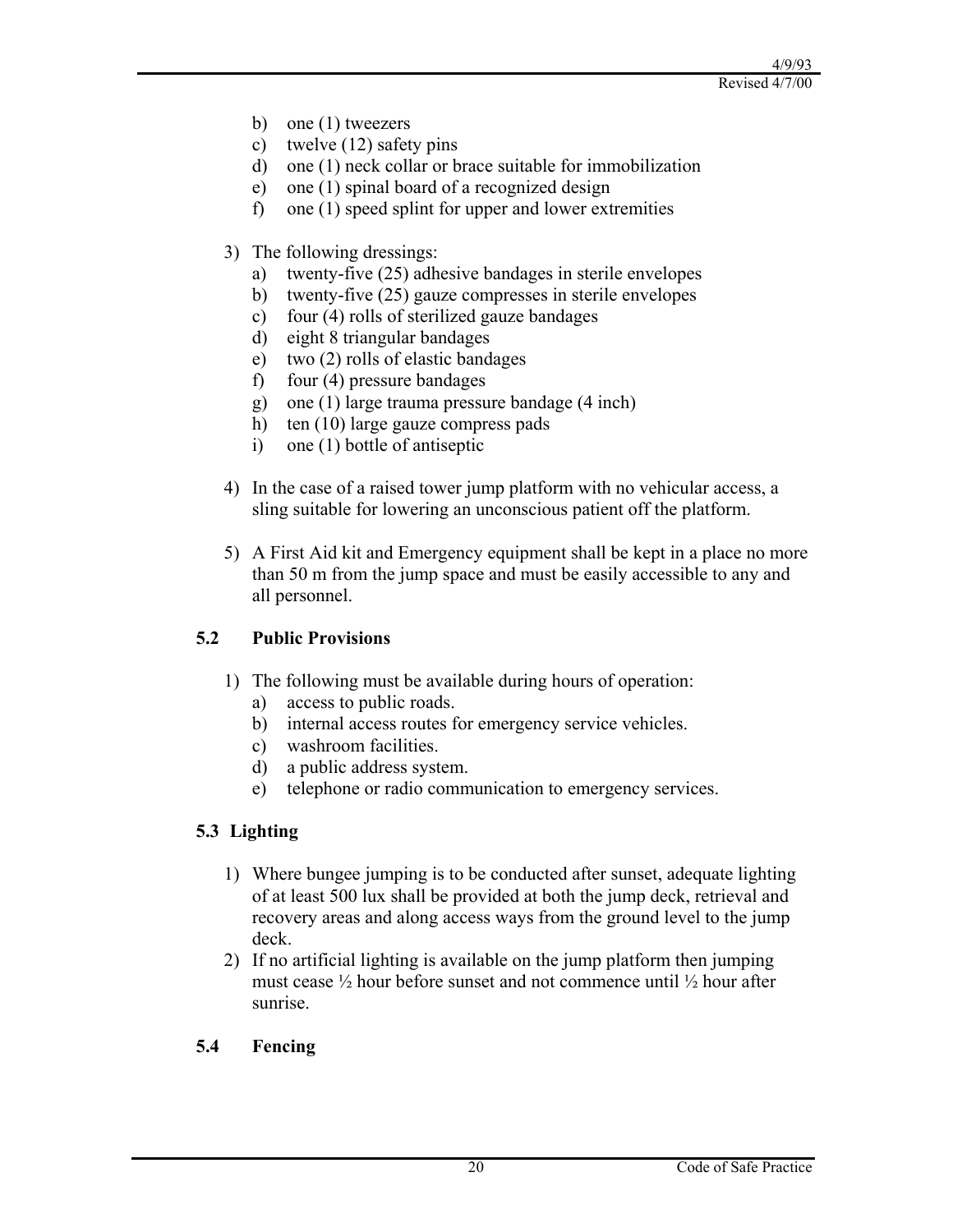b) one (1) tweezers
c) twelve (12) safety pins
d) one (1) neck collar or brace suitable for immobilization
e) one (1) spinal board of a recognized design
f) one (1) speed splint for upper and lower extremities

3) The following dressings:
   a) twenty-five (25) adhesive bandages in sterile envelopes
   b) twenty-five (25) gauze compresses in sterile envelopes
   c) four (4) rolls of sterilized gauze bandages
   d) eight 8 triangular bandages
   e) two (2) rolls of elastic bandages
   f) four (4) pressure bandages
   g) one (1) large trauma pressure bandage (4 inch)
   h) ten (10) large gauze compress pads
   i) one (1) bottle of antiseptic

4) In the case of a raised tower jump platform with no vehicular access, a sling suitable for lowering an unconscious patient off the platform.

5) A First Aid kit and Emergency equipment shall be kept in a place no more than 50 m from the jump space and must be easily accessible to any and all personnel.

## 5.2 Public Provisions

1) The following must be available during hours of operation:
   a) access to public roads.
   b) internal access routes for emergency service vehicles.
   c) washroom facilities.
   d) a public address system.
   e) telephone or radio communication to emergency services.

## 5.3 Lighting

1) Where bungee jumping is to be conducted after sunset, adequate lighting of at least 500 lux shall be provided at both the jump deck, retrieval and recovery areas and along access ways from the ground level to the jump deck.
2) If no artificial lighting is available on the jump platform then jumping must cease ½ hour before sunset and not commence until ½ hour after sunrise.

## 5.4 Fencing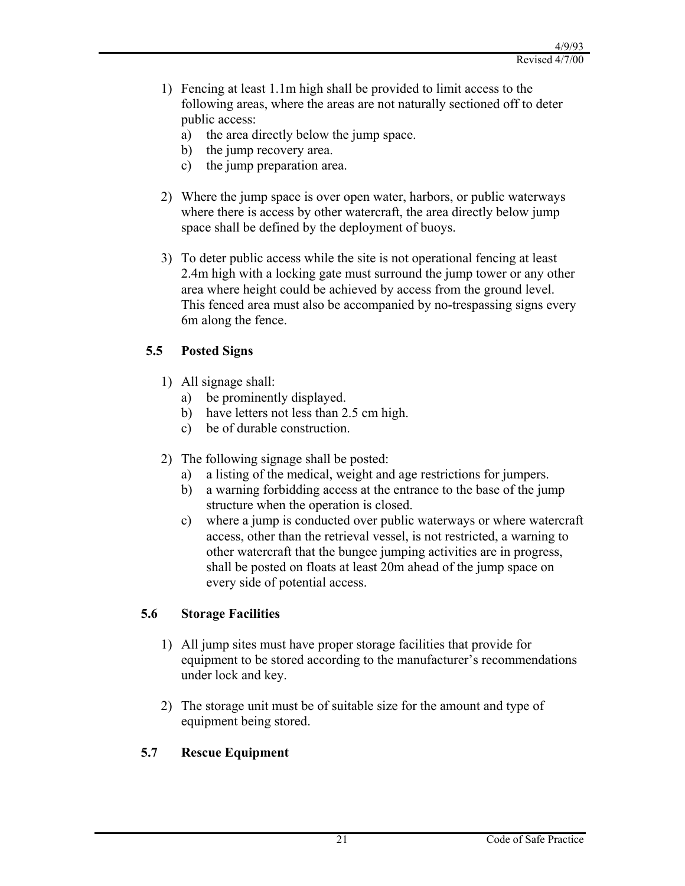1) Fencing at least 1.1m high shall be provided to limit access to the following areas, where the areas are not naturally sectioned off to deter public access:
   a) the area directly below the jump space.
   b) the jump recovery area.
   c) the jump preparation area.

2) Where the jump space is over open water, harbors, or public waterways where there is access by other watercraft, the area directly below jump space shall be defined by the deployment of buoys.

3) To deter public access while the site is not operational fencing at least 2.4m high with a locking gate must surround the jump tower or any other area where height could be achieved by access from the ground level. This fenced area must also be accompanied by no-trespassing signs every 6m along the fence.

### 5.5 Posted Signs

1) All signage shall:
   a) be prominently displayed.
   b) have letters not less than 2.5 cm high.
   c) be of durable construction.

2) The following signage shall be posted:
   a) a listing of the medical, weight and age restrictions for jumpers.
   b) a warning forbidding access at the entrance to the base of the jump structure when the operation is closed.
   c) where a jump is conducted over public waterways or where watercraft access, other than the retrieval vessel, is not restricted, a warning to other watercraft that the bungee jumping activities are in progress, shall be posted on floats at least 20m ahead of the jump space on every side of potential access.

### 5.6 Storage Facilities

1) All jump sites must have proper storage facilities that provide for equipment to be stored according to the manufacturer's recommendations under lock and key.

2) The storage unit must be of suitable size for the amount and type of equipment being stored.

### 5.7 Rescue Equipment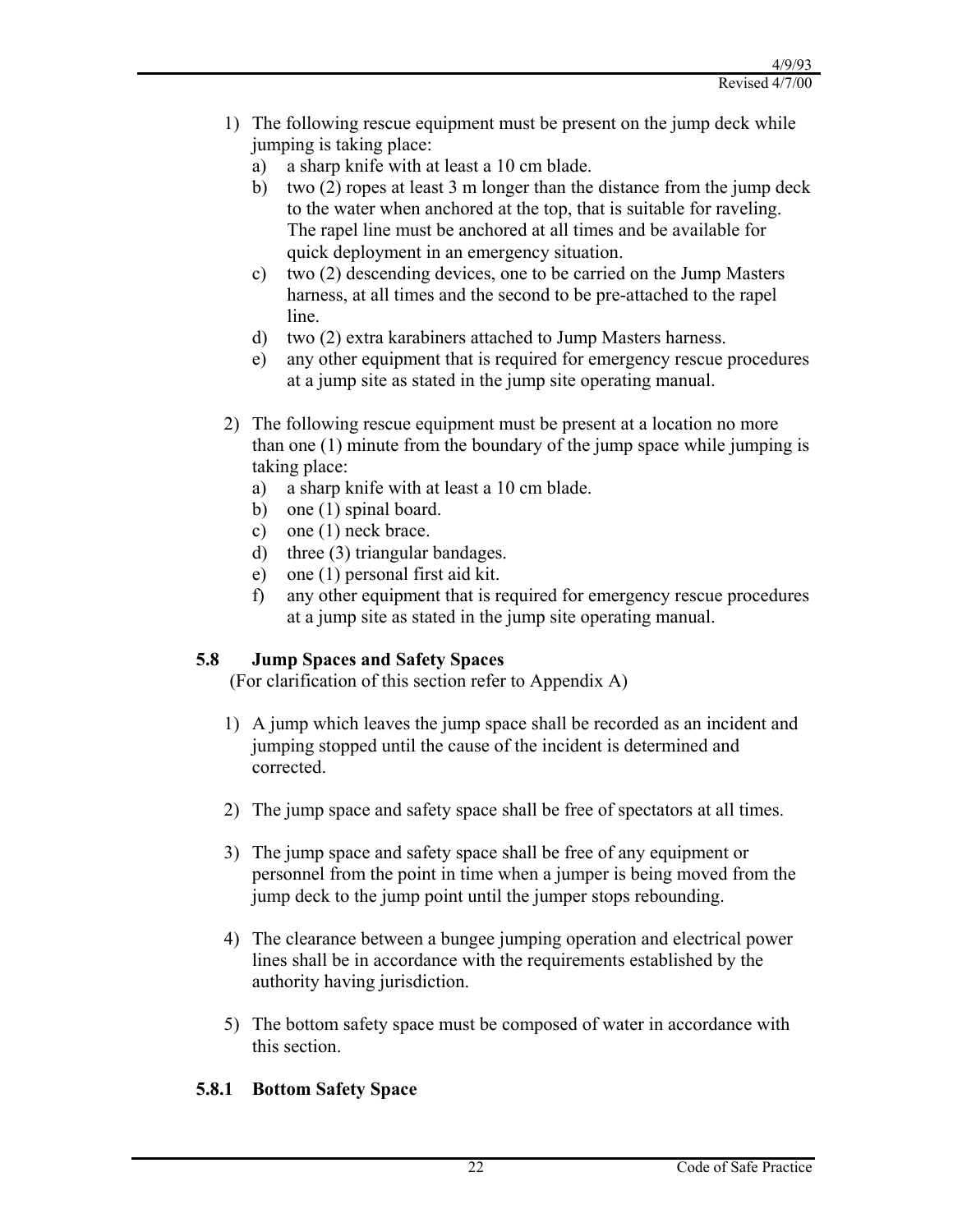1) The following rescue equipment must be present on the jump deck while jumping is taking place:
   a) a sharp knife with at least a 10 cm blade.
   b) two (2) ropes at least 3 m longer than the distance from the jump deck to the water when anchored at the top, that is suitable for raveling. The rapel line must be anchored at all times and be available for quick deployment in an emergency situation.
   c) two (2) descending devices, one to be carried on the Jump Masters harness, at all times and the second to be pre-attached to the rapel line.
   d) two (2) extra karabiners attached to Jump Masters harness.
   e) any other equipment that is required for emergency rescue procedures at a jump site as stated in the jump site operating manual.

2) The following rescue equipment must be present at a location no more than one (1) minute from the boundary of the jump space while jumping is taking place:
   a) a sharp knife with at least a 10 cm blade.
   b) one (1) spinal board.
   c) one (1) neck brace.
   d) three (3) triangular bandages.
   e) one (1) personal first aid kit.
   f) any other equipment that is required for emergency rescue procedures at a jump site as stated in the jump site operating manual.

## 5.8 Jump Spaces and Safety Spaces

(For clarification of this section refer to Appendix A)

1) A jump which leaves the jump space shall be recorded as an incident and jumping stopped until the cause of the incident is determined and corrected.

2) The jump space and safety space shall be free of spectators at all times.

3) The jump space and safety space shall be free of any equipment or personnel from the point in time when a jumper is being moved from the jump deck to the jump point until the jumper stops rebounding.

4) The clearance between a bungee jumping operation and electrical power lines shall be in accordance with the requirements established by the authority having jurisdiction.

5) The bottom safety space must be composed of water in accordance with this section.

### 5.8.1 Bottom Safety Space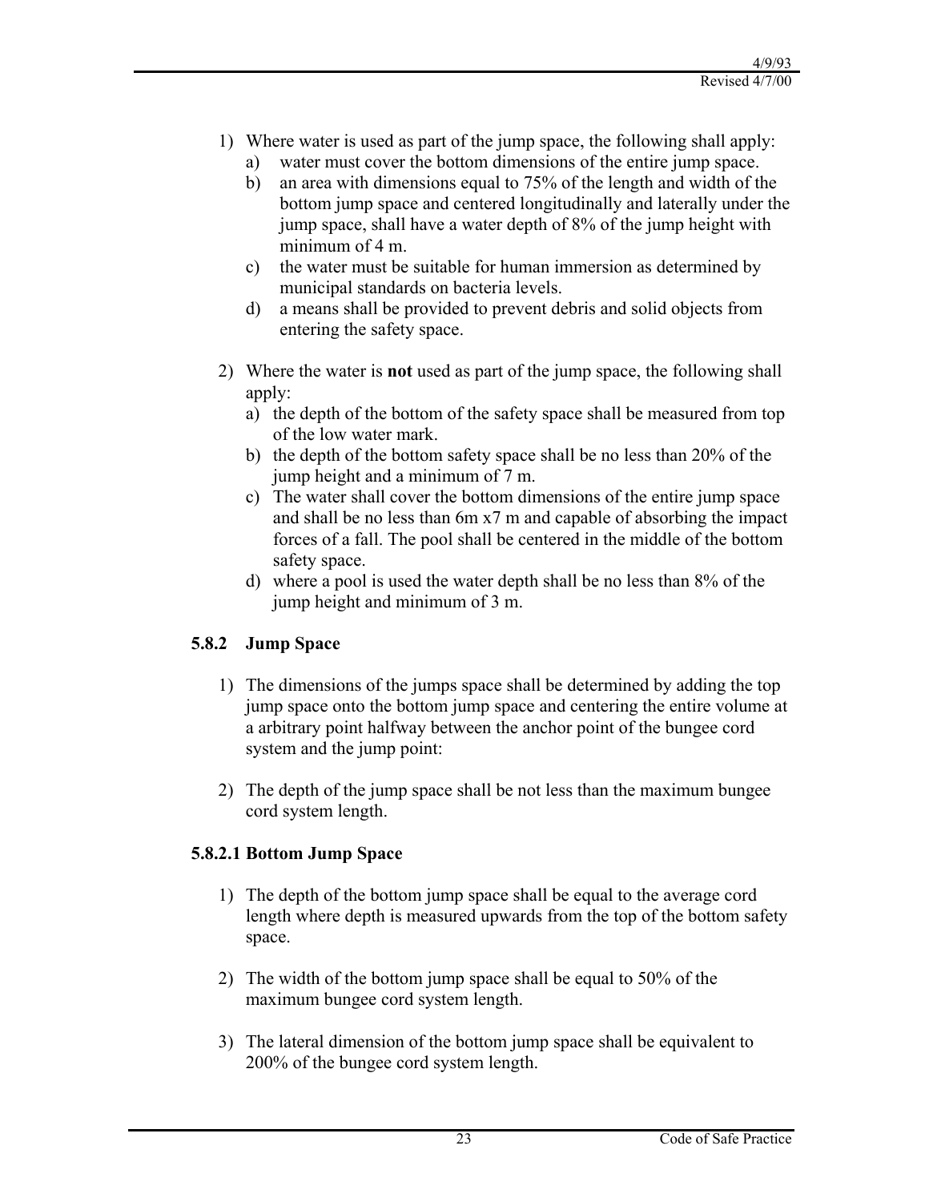1) Where water is used as part of the jump space, the following shall apply:
   a) water must cover the bottom dimensions of the entire jump space.
   b) an area with dimensions equal to 75% of the length and width of the bottom jump space and centered longitudinally and laterally under the jump space, shall have a water depth of 8% of the jump height with minimum of 4 m.
   c) the water must be suitable for human immersion as determined by municipal standards on bacteria levels.
   d) a means shall be provided to prevent debris and solid objects from entering the safety space.

2) Where the water is **not** used as part of the jump space, the following shall apply:
   a) the depth of the bottom of the safety space shall be measured from top of the low water mark.
   b) the depth of the bottom safety space shall be no less than 20% of the jump height and a minimum of 7 m.
   c) The water shall cover the bottom dimensions of the entire jump space and shall be no less than 6m x7 m and capable of absorbing the impact forces of a fall. The pool shall be centered in the middle of the bottom safety space.
   d) where a pool is used the water depth shall be no less than 8% of the jump height and minimum of 3 m.

### 5.8.2 Jump Space

1) The dimensions of the jumps space shall be determined by adding the top jump space onto the bottom jump space and centering the entire volume at a arbitrary point halfway between the anchor point of the bungee cord system and the jump point:

2) The depth of the jump space shall be not less than the maximum bungee cord system length.

#### 5.8.2.1 Bottom Jump Space

1) The depth of the bottom jump space shall be equal to the average cord length where depth is measured upwards from the top of the bottom safety space.

2) The width of the bottom jump space shall be equal to 50% of the maximum bungee cord system length.

3) The lateral dimension of the bottom jump space shall be equivalent to 200% of the bungee cord system length.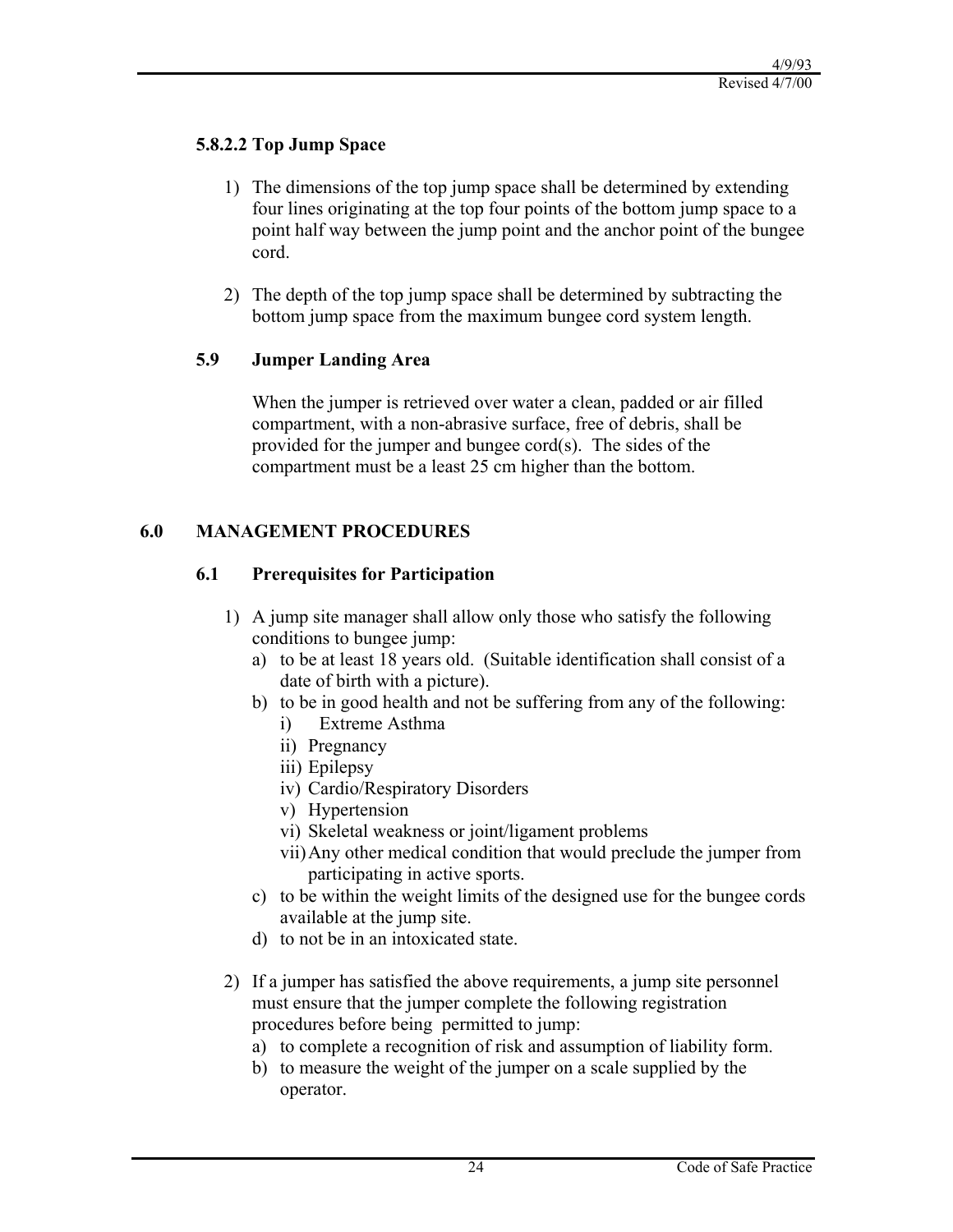#### 5.8.2.2 Top Jump Space

1) The dimensions of the top jump space shall be determined by extending four lines originating at the top four points of the bottom jump space to a point half way between the jump point and the anchor point of the bungee cord.

2) The depth of the top jump space shall be determined by subtracting the bottom jump space from the maximum bungee cord system length.

### 5.9 Jumper Landing Area

When the jumper is retrieved over water a clean, padded or air filled compartment, with a non-abrasive surface, free of debris, shall be provided for the jumper and bungee cord(s). The sides of the compartment must be a least 25 cm higher than the bottom.

## 6.0 MANAGEMENT PROCEDURES

### 6.1 Prerequisites for Participation

1) A jump site manager shall allow only those who satisfy the following conditions to bungee jump:
   a) to be at least 18 years old. (Suitable identification shall consist of a date of birth with a picture).
   b) to be in good health and not be suffering from any of the following:
      i) Extreme Asthma
      ii) Pregnancy
      iii) Epilepsy
      iv) Cardio/Respiratory Disorders
      v) Hypertension
      vi) Skeletal weakness or joint/ligament problems
      vii) Any other medical condition that would preclude the jumper from participating in active sports.
   c) to be within the weight limits of the designed use for the bungee cords available at the jump site.
   d) to not be in an intoxicated state.

2) If a jumper has satisfied the above requirements, a jump site personnel must ensure that the jumper complete the following registration procedures before being permitted to jump:
   a) to complete a recognition of risk and assumption of liability form.
   b) to measure the weight of the jumper on a scale supplied by the operator.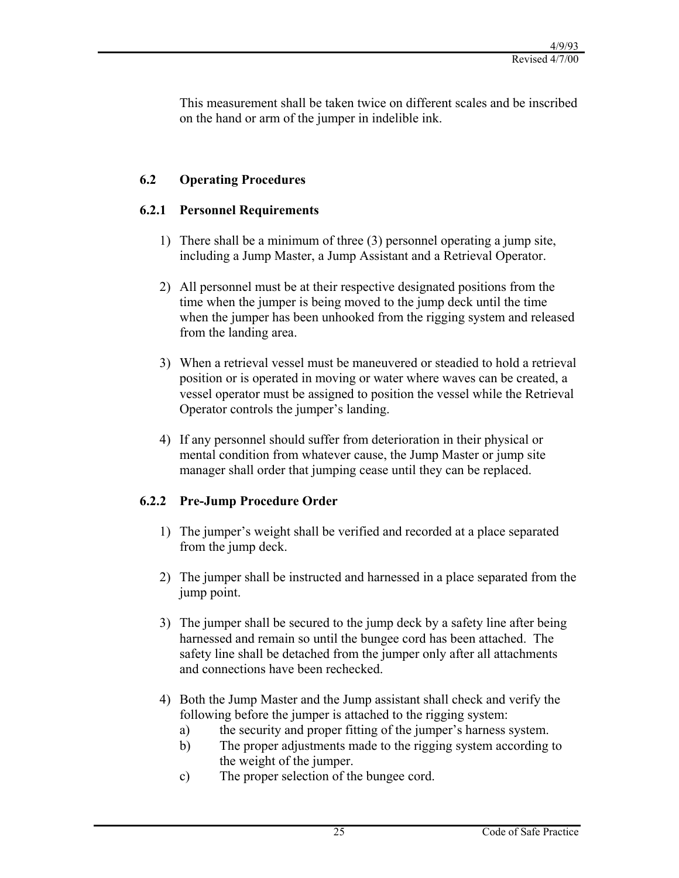This measurement shall be taken twice on different scales and be inscribed on the hand or arm of the jumper in indelible ink.

## 6.2 Operating Procedures

### 6.2.1 Personnel Requirements

1) There shall be a minimum of three (3) personnel operating a jump site, including a Jump Master, a Jump Assistant and a Retrieval Operator.

2) All personnel must be at their respective designated positions from the time when the jumper is being moved to the jump deck until the time when the jumper has been unhooked from the rigging system and released from the landing area.

3) When a retrieval vessel must be maneuvered or steadied to hold a retrieval position or is operated in moving or water where waves can be created, a vessel operator must be assigned to position the vessel while the Retrieval Operator controls the jumper's landing.

4) If any personnel should suffer from deterioration in their physical or mental condition from whatever cause, the Jump Master or jump site manager shall order that jumping cease until they can be replaced.

### 6.2.2 Pre-Jump Procedure Order

1) The jumper's weight shall be verified and recorded at a place separated from the jump deck.

2) The jumper shall be instructed and harnessed in a place separated from the jump point.

3) The jumper shall be secured to the jump deck by a safety line after being harnessed and remain so until the bungee cord has been attached. The safety line shall be detached from the jumper only after all attachments and connections have been rechecked.

4) Both the Jump Master and the Jump assistant shall check and verify the following before the jumper is attached to the rigging system:
   a) the security and proper fitting of the jumper's harness system.
   b) The proper adjustments made to the rigging system according to the weight of the jumper.
   c) The proper selection of the bungee cord.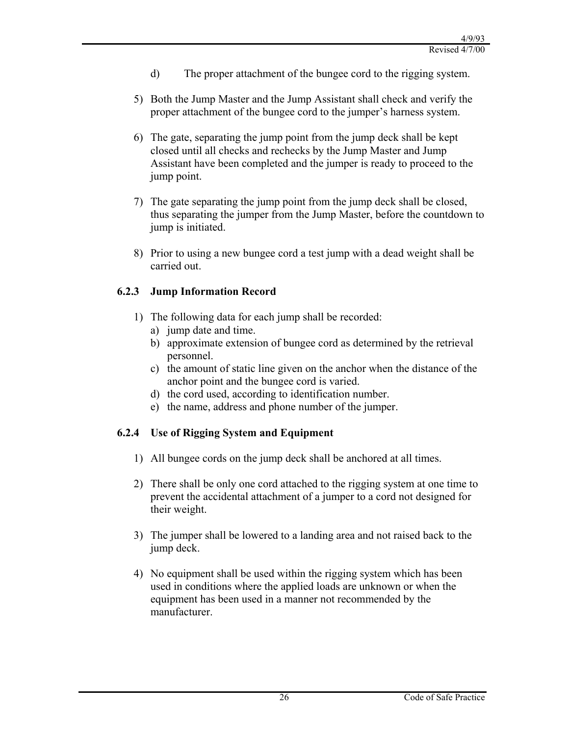d) The proper attachment of the bungee cord to the rigging system.

5) Both the Jump Master and the Jump Assistant shall check and verify the proper attachment of the bungee cord to the jumper's harness system.

6) The gate, separating the jump point from the jump deck shall be kept closed until all checks and rechecks by the Jump Master and Jump Assistant have been completed and the jumper is ready to proceed to the jump point.

7) The gate separating the jump point from the jump deck shall be closed, thus separating the jumper from the Jump Master, before the countdown to jump is initiated.

8) Prior to using a new bungee cord a test jump with a dead weight shall be carried out.

### 6.2.3 Jump Information Record

1) The following data for each jump shall be recorded:
   a) jump date and time.
   b) approximate extension of bungee cord as determined by the retrieval personnel.
   c) the amount of static line given on the anchor when the distance of the anchor point and the bungee cord is varied.
   d) the cord used, according to identification number.
   e) the name, address and phone number of the jumper.

### 6.2.4 Use of Rigging System and Equipment

1) All bungee cords on the jump deck shall be anchored at all times.

2) There shall be only one cord attached to the rigging system at one time to prevent the accidental attachment of a jumper to a cord not designed for their weight.

3) The jumper shall be lowered to a landing area and not raised back to the jump deck.

4) No equipment shall be used within the rigging system which has been used in conditions where the applied loads are unknown or when the equipment has been used in a manner not recommended by the manufacturer.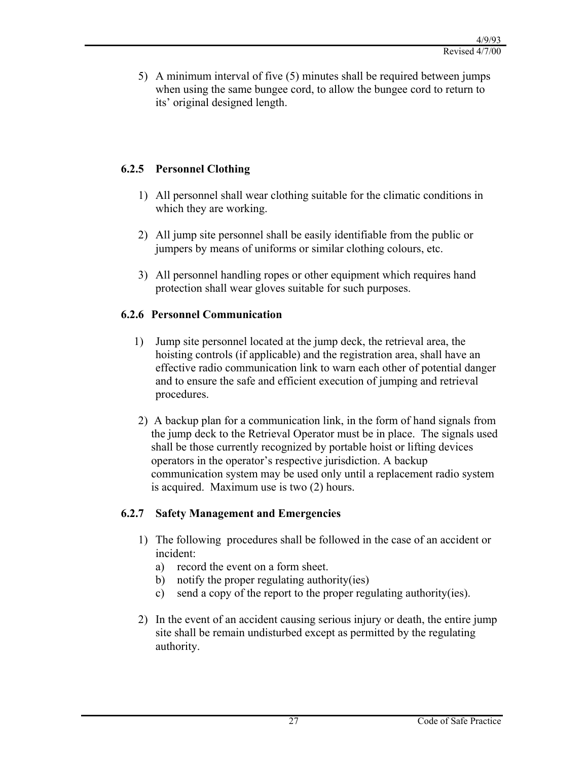5) A minimum interval of five (5) minutes shall be required between jumps when using the same bungee cord, to allow the bungee cord to return to its' original designed length.

### 6.2.5 Personnel Clothing

1) All personnel shall wear clothing suitable for the climatic conditions in which they are working.

2) All jump site personnel shall be easily identifiable from the public or jumpers by means of uniforms or similar clothing colours, etc.

3) All personnel handling ropes or other equipment which requires hand protection shall wear gloves suitable for such purposes.

### 6.2.6 Personnel Communication

1) Jump site personnel located at the jump deck, the retrieval area, the hoisting controls (if applicable) and the registration area, shall have an effective radio communication link to warn each other of potential danger and to ensure the safe and efficient execution of jumping and retrieval procedures.

2) A backup plan for a communication link, in the form of hand signals from the jump deck to the Retrieval Operator must be in place. The signals used shall be those currently recognized by portable hoist or lifting devices operators in the operator's respective jurisdiction. A backup communication system may be used only until a replacement radio system is acquired. Maximum use is two (2) hours.

### 6.2.7 Safety Management and Emergencies

1) The following procedures shall be followed in the case of an accident or incident:
   a) record the event on a form sheet.
   b) notify the proper regulating authority(ies)
   c) send a copy of the report to the proper regulating authority(ies).

2) In the event of an accident causing serious injury or death, the entire jump site shall be remain undisturbed except as permitted by the regulating authority.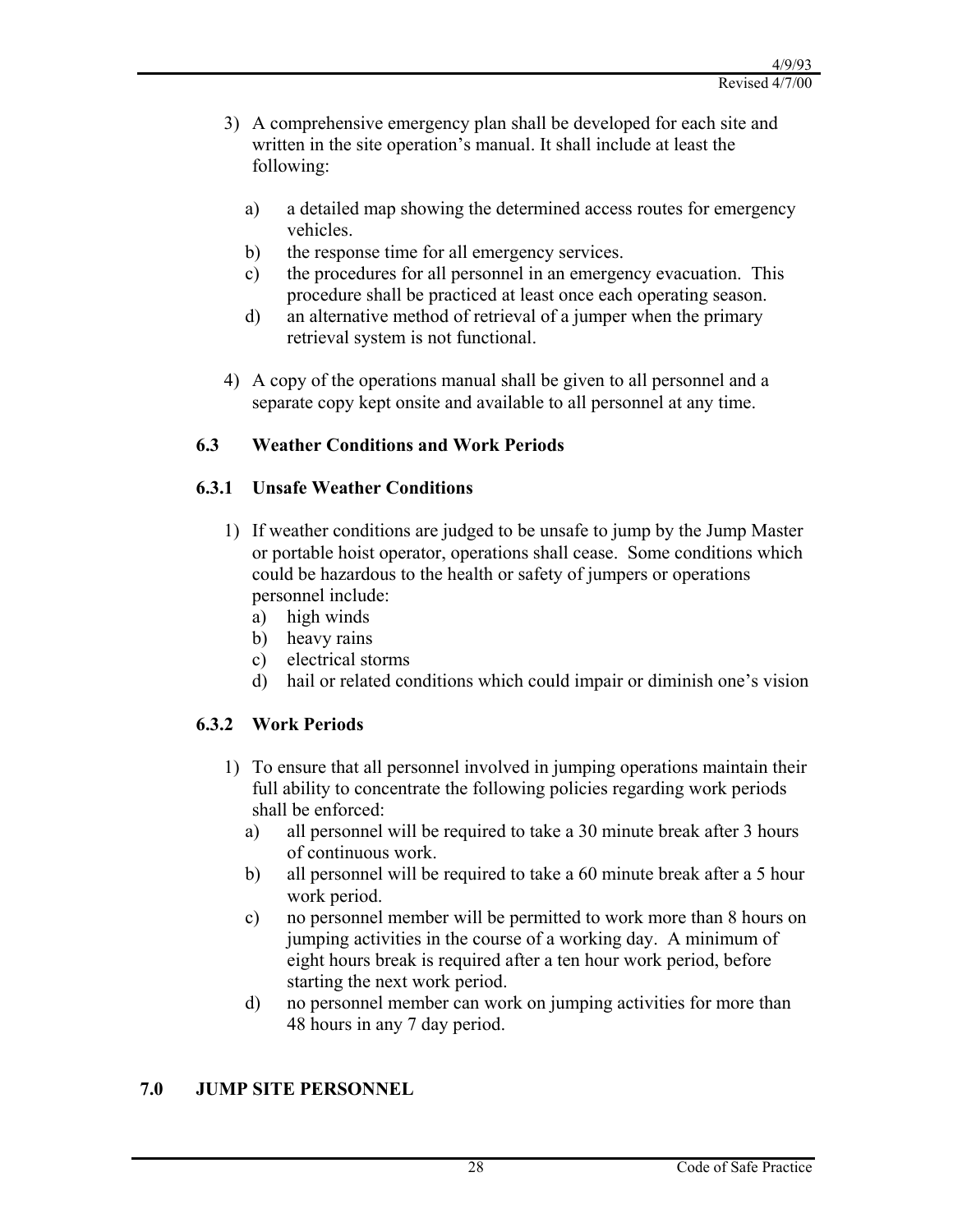3) A comprehensive emergency plan shall be developed for each site and written in the site operation's manual. It shall include at least the following:

   a) a detailed map showing the determined access routes for emergency vehicles.
   b) the response time for all emergency services.
   c) the procedures for all personnel in an emergency evacuation. This procedure shall be practiced at least once each operating season.
   d) an alternative method of retrieval of a jumper when the primary retrieval system is not functional.

4) A copy of the operations manual shall be given to all personnel and a separate copy kept onsite and available to all personnel at any time.

### 6.3 Weather Conditions and Work Periods

#### 6.3.1 Unsafe Weather Conditions

1) If weather conditions are judged to be unsafe to jump by the Jump Master or portable hoist operator, operations shall cease. Some conditions which could be hazardous to the health or safety of jumpers or operations personnel include:
   a) high winds
   b) heavy rains
   c) electrical storms
   d) hail or related conditions which could impair or diminish one's vision

#### 6.3.2 Work Periods

1) To ensure that all personnel involved in jumping operations maintain their full ability to concentrate the following policies regarding work periods shall be enforced:
   a) all personnel will be required to take a 30 minute break after 3 hours of continuous work.
   b) all personnel will be required to take a 60 minute break after a 5 hour work period.
   c) no personnel member will be permitted to work more than 8 hours on jumping activities in the course of a working day. A minimum of eight hours break is required after a ten hour work period, before starting the next work period.
   d) no personnel member can work on jumping activities for more than 48 hours in any 7 day period.

## 7.0 JUMP SITE PERSONNEL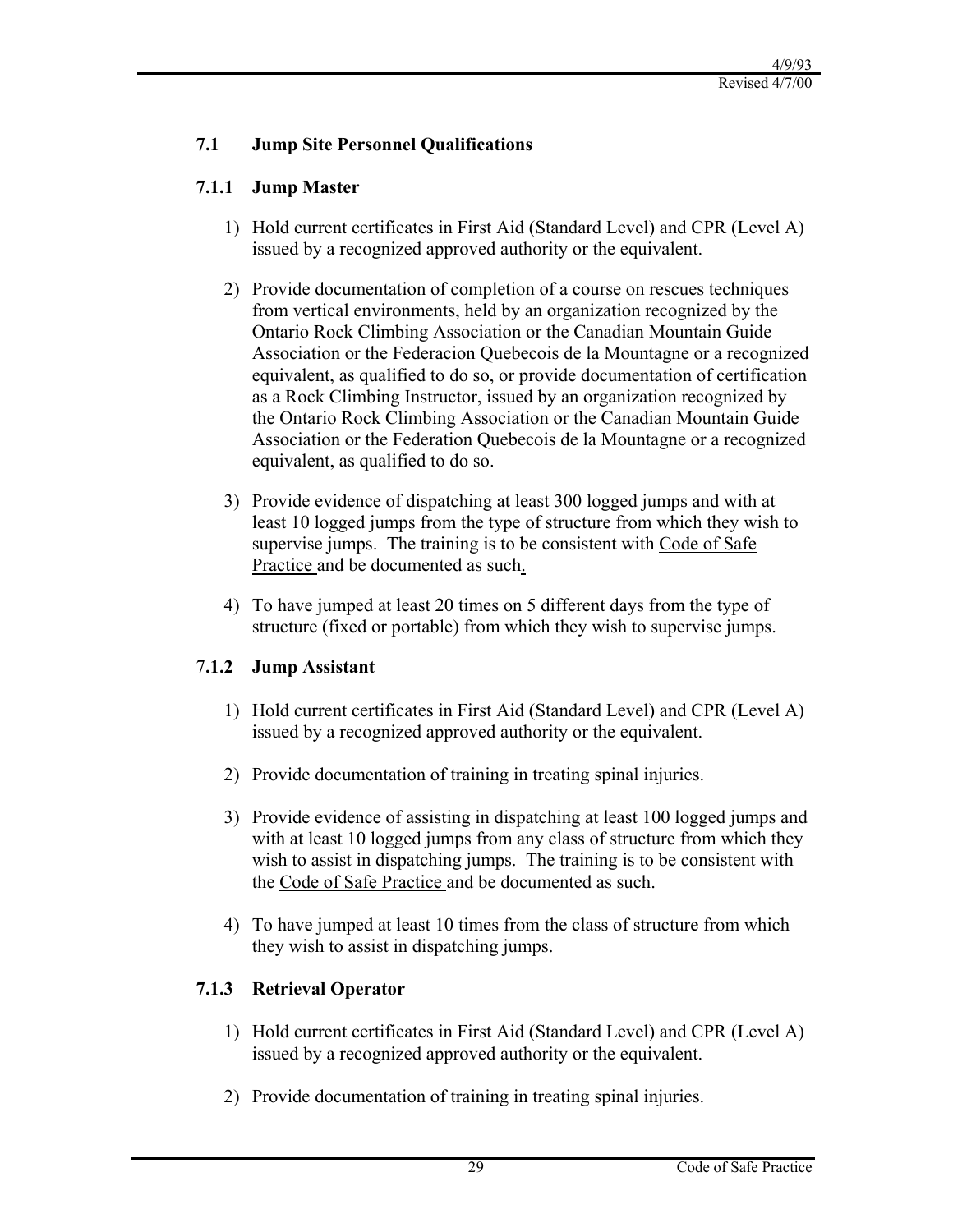## 7.1 Jump Site Personnel Qualifications

### 7.1.1 Jump Master

1) Hold current certificates in First Aid (Standard Level) and CPR (Level A) issued by a recognized approved authority or the equivalent.

2) Provide documentation of completion of a course on rescues techniques from vertical environments, held by an organization recognized by the Ontario Rock Climbing Association or the Canadian Mountain Guide Association or the Federacion Quebecois de la Mountagne or a recognized equivalent, as qualified to do so, or provide documentation of certification as a Rock Climbing Instructor, issued by an organization recognized by the Ontario Rock Climbing Association or the Canadian Mountain Guide Association or the Federation Quebecois de la Mountagne or a recognized equivalent, as qualified to do so.

3) Provide evidence of dispatching at least 300 logged jumps and with at least 10 logged jumps from the type of structure from which they wish to supervise jumps. The training is to be consistent with <u>Code of Safe Practice</u> and be documented as such.

4) To have jumped at least 20 times on 5 different days from the type of structure (fixed or portable) from which they wish to supervise jumps.

### 7.1.2 Jump Assistant

1) Hold current certificates in First Aid (Standard Level) and CPR (Level A) issued by a recognized approved authority or the equivalent.

2) Provide documentation of training in treating spinal injuries.

3) Provide evidence of assisting in dispatching at least 100 logged jumps and with at least 10 logged jumps from any class of structure from which they wish to assist in dispatching jumps. The training is to be consistent with the <u>Code of Safe Practice</u> and be documented as such.

4) To have jumped at least 10 times from the class of structure from which they wish to assist in dispatching jumps.

### 7.1.3 Retrieval Operator

1) Hold current certificates in First Aid (Standard Level) and CPR (Level A) issued by a recognized approved authority or the equivalent.

2) Provide documentation of training in treating spinal injuries.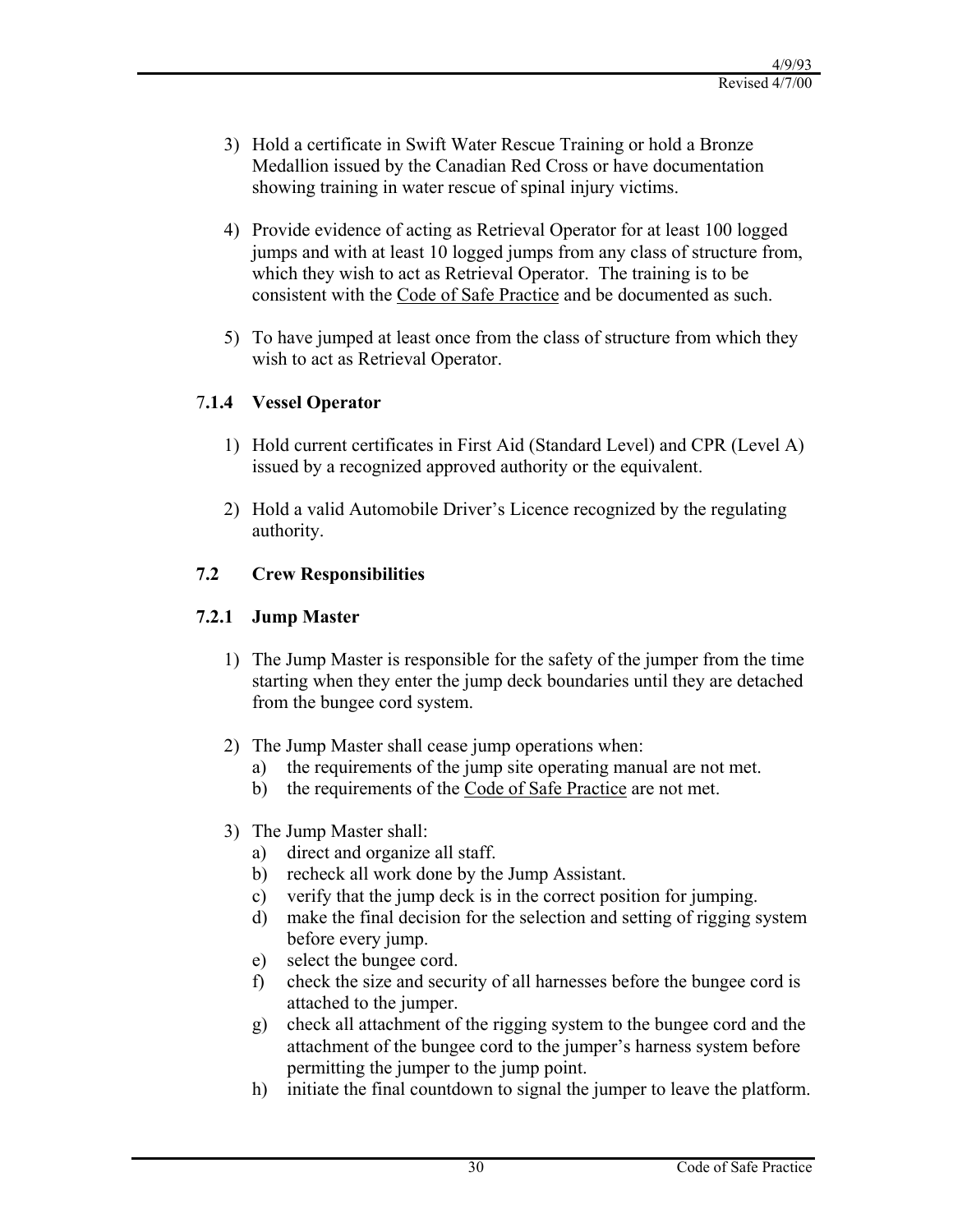3) Hold a certificate in Swift Water Rescue Training or hold a Bronze Medallion issued by the Canadian Red Cross or have documentation showing training in water rescue of spinal injury victims.

4) Provide evidence of acting as Retrieval Operator for at least 100 logged jumps and with at least 10 logged jumps from any class of structure from, which they wish to act as Retrieval Operator. The training is to be consistent with the Code of Safe Practice and be documented as such.

5) To have jumped at least once from the class of structure from which they wish to act as Retrieval Operator.

### 7.1.4 Vessel Operator

1) Hold current certificates in First Aid (Standard Level) and CPR (Level A) issued by a recognized approved authority or the equivalent.

2) Hold a valid Automobile Driver's Licence recognized by the regulating authority.

## 7.2 Crew Responsibilities

### 7.2.1 Jump Master

1) The Jump Master is responsible for the safety of the jumper from the time starting when they enter the jump deck boundaries until they are detached from the bungee cord system.

2) The Jump Master shall cease jump operations when:
   a) the requirements of the jump site operating manual are not met.
   b) the requirements of the Code of Safe Practice are not met.

3) The Jump Master shall:
   a) direct and organize all staff.
   b) recheck all work done by the Jump Assistant.
   c) verify that the jump deck is in the correct position for jumping.
   d) make the final decision for the selection and setting of rigging system before every jump.
   e) select the bungee cord.
   f) check the size and security of all harnesses before the bungee cord is attached to the jumper.
   g) check all attachment of the rigging system to the bungee cord and the attachment of the bungee cord to the jumper's harness system before permitting the jumper to the jump point.
   h) initiate the final countdown to signal the jumper to leave the platform.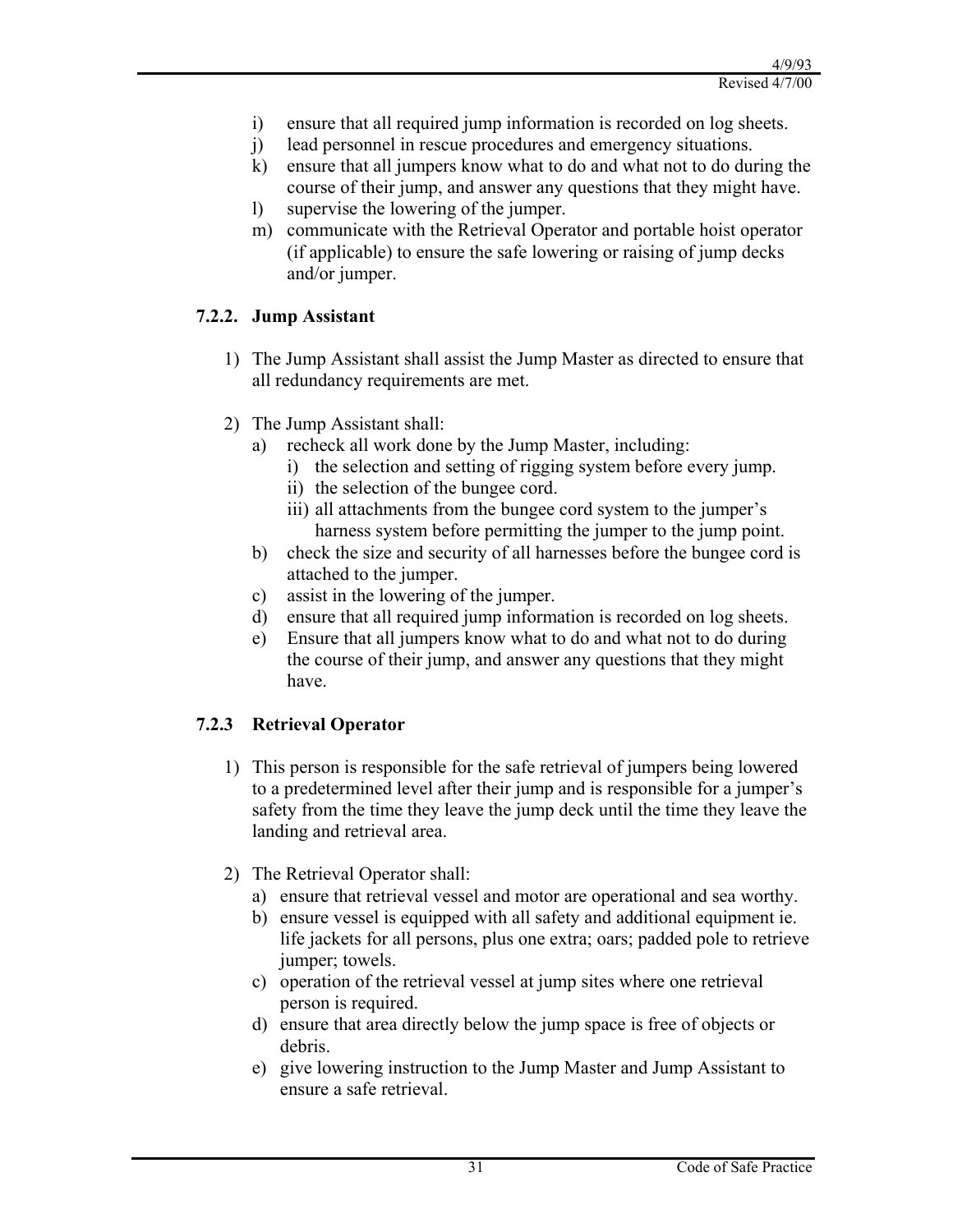i) ensure that all required jump information is recorded on log sheets.
j) lead personnel in rescue procedures and emergency situations.
k) ensure that all jumpers know what to do and what not to do during the course of their jump, and answer any questions that they might have.
l) supervise the lowering of the jumper.
m) communicate with the Retrieval Operator and portable hoist operator (if applicable) to ensure the safe lowering or raising of jump decks and/or jumper.

### 7.2.2. Jump Assistant

1) The Jump Assistant shall assist the Jump Master as directed to ensure that all redundancy requirements are met.

2) The Jump Assistant shall:
   a) recheck all work done by the Jump Master, including:
      i) the selection and setting of rigging system before every jump.
      ii) the selection of the bungee cord.
      iii) all attachments from the bungee cord system to the jumper's harness system before permitting the jumper to the jump point.
   b) check the size and security of all harnesses before the bungee cord is attached to the jumper.
   c) assist in the lowering of the jumper.
   d) ensure that all required jump information is recorded on log sheets.
   e) Ensure that all jumpers know what to do and what not to do during the course of their jump, and answer any questions that they might have.

### 7.2.3 Retrieval Operator

1) This person is responsible for the safe retrieval of jumpers being lowered to a predetermined level after their jump and is responsible for a jumper's safety from the time they leave the jump deck until the time they leave the landing and retrieval area.

2) The Retrieval Operator shall:
   a) ensure that retrieval vessel and motor are operational and sea worthy.
   b) ensure vessel is equipped with all safety and additional equipment ie. life jackets for all persons, plus one extra; oars; padded pole to retrieve jumper; towels.
   c) operation of the retrieval vessel at jump sites where one retrieval person is required.
   d) ensure that area directly below the jump space is free of objects or debris.
   e) give lowering instruction to the Jump Master and Jump Assistant to ensure a safe retrieval.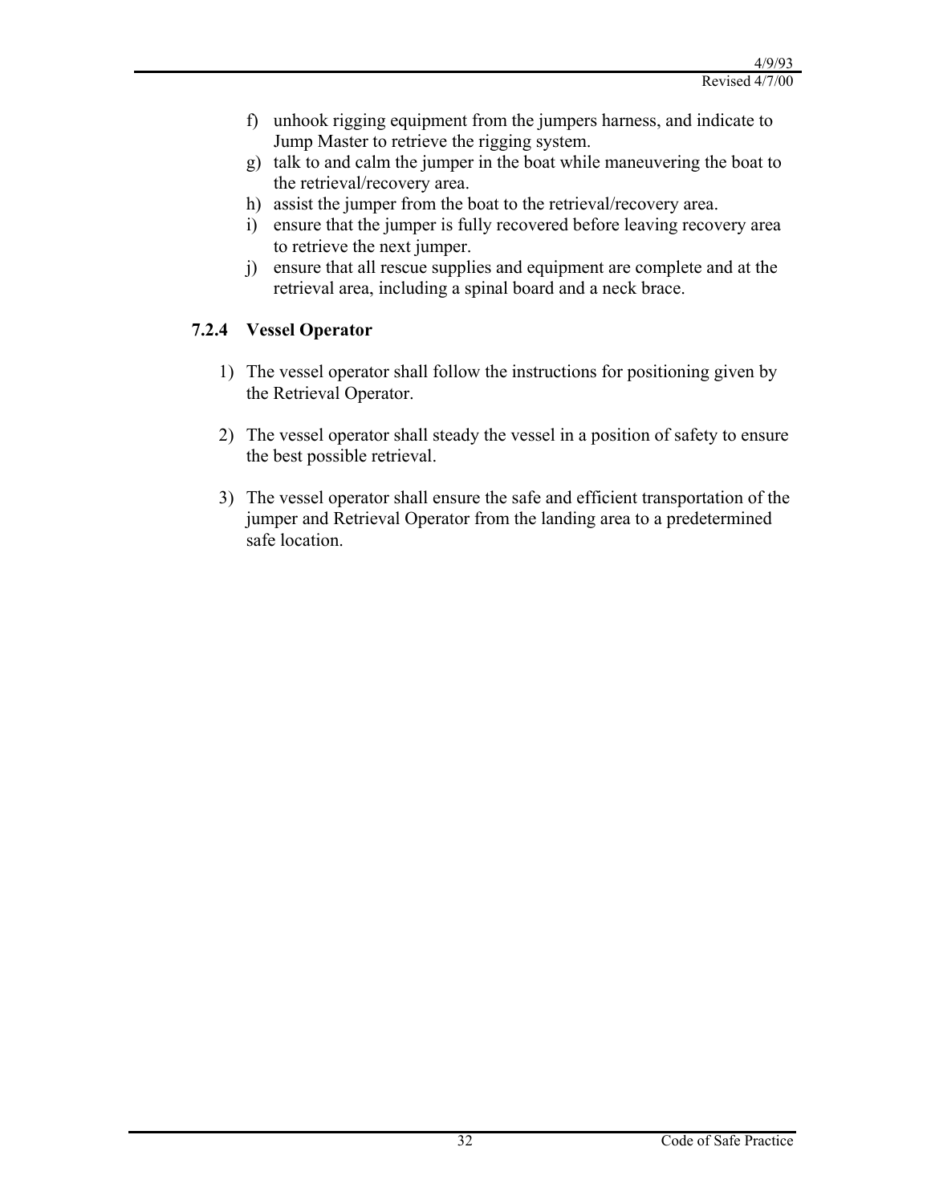f) unhook rigging equipment from the jumpers harness, and indicate to Jump Master to retrieve the rigging system.
g) talk to and calm the jumper in the boat while maneuvering the boat to the retrieval/recovery area.
h) assist the jumper from the boat to the retrieval/recovery area.
i) ensure that the jumper is fully recovered before leaving recovery area to retrieve the next jumper.
j) ensure that all rescue supplies and equipment are complete and at the retrieval area, including a spinal board and a neck brace.

### 7.2.4 Vessel Operator

1) The vessel operator shall follow the instructions for positioning given by the Retrieval Operator.

2) The vessel operator shall steady the vessel in a position of safety to ensure the best possible retrieval.

3) The vessel operator shall ensure the safe and efficient transportation of the jumper and Retrieval Operator from the landing area to a predetermined safe location.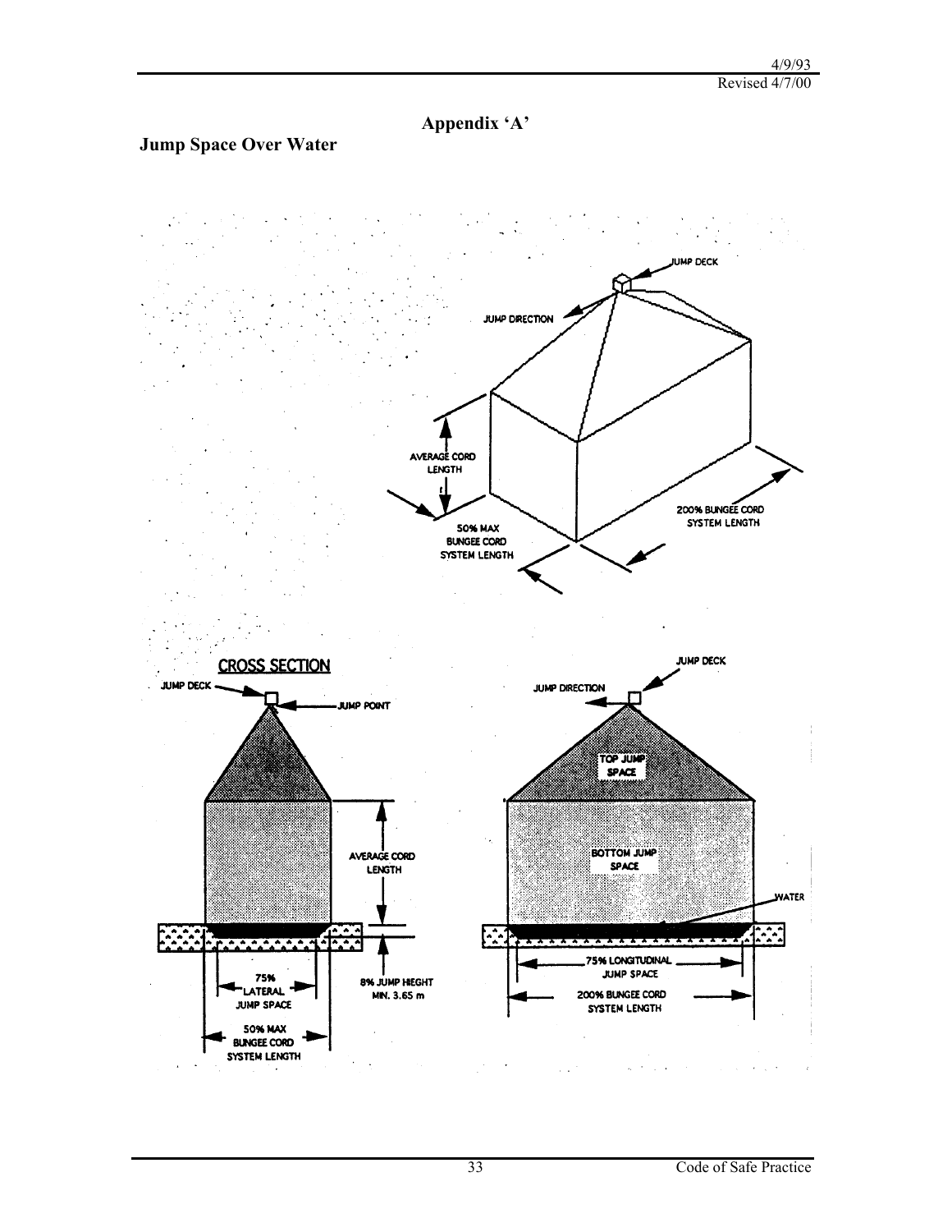# Appendix 'A'

## Jump Space Over Water

JUMP DECK

JUMP DIRECTION

AVERAGE CORD LENGTH

50% MAX BUNGEE CORD SYSTEM LENGTH

200% BUNGEE CORD SYSTEM LENGTH

**CROSS SECTION**

JUMP DECK

JUMP POINT

AVERAGE CORD LENGTH

8% JUMP HIEGHT MIN. 3.65 m

75% LATERAL JUMP SPACE

50% MAX BUNGEE CORD SYSTEM LENGTH

JUMP DECK

JUMP DIRECTION

TOP JUMP SPACE

BOTTOM JUMP SPACE

WATER

75% LONGITUDINAL JUMP SPACE

200% BUNGEE CORD SYSTEM LENGTH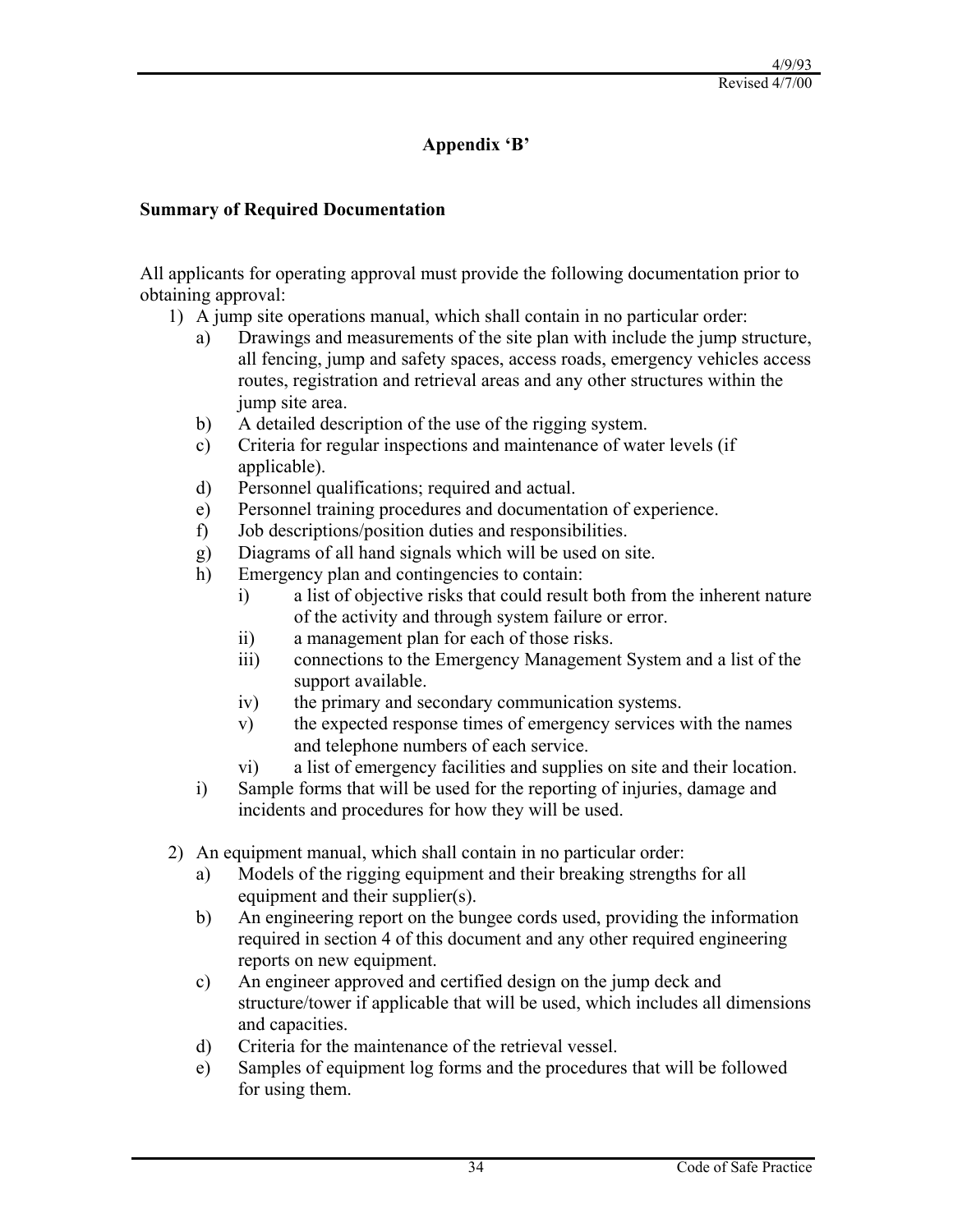## Appendix 'B'

**Summary of Required Documentation**

All applicants for operating approval must provide the following documentation prior to obtaining approval:

1) A jump site operations manual, which shall contain in no particular order:
   a) Drawings and measurements of the site plan with include the jump structure, all fencing, jump and safety spaces, access roads, emergency vehicles access routes, registration and retrieval areas and any other structures within the jump site area.
   b) A detailed description of the use of the rigging system.
   c) Criteria for regular inspections and maintenance of water levels (if applicable).
   d) Personnel qualifications; required and actual.
   e) Personnel training procedures and documentation of experience.
   f) Job descriptions/position duties and responsibilities.
   g) Diagrams of all hand signals which will be used on site.
   h) Emergency plan and contingencies to contain:
      i) a list of objective risks that could result both from the inherent nature of the activity and through system failure or error.
      ii) a management plan for each of those risks.
      iii) connections to the Emergency Management System and a list of the support available.
      iv) the primary and secondary communication systems.
      v) the expected response times of emergency services with the names and telephone numbers of each service.
      vi) a list of emergency facilities and supplies on site and their location.
   i) Sample forms that will be used for the reporting of injuries, damage and incidents and procedures for how they will be used.

2) An equipment manual, which shall contain in no particular order:
   a) Models of the rigging equipment and their breaking strengths for all equipment and their supplier(s).
   b) An engineering report on the bungee cords used, providing the information required in section 4 of this document and any other required engineering reports on new equipment.
   c) An engineer approved and certified design on the jump deck and structure/tower if applicable that will be used, which includes all dimensions and capacities.
   d) Criteria for the maintenance of the retrieval vessel.
   e) Samples of equipment log forms and the procedures that will be followed for using them.